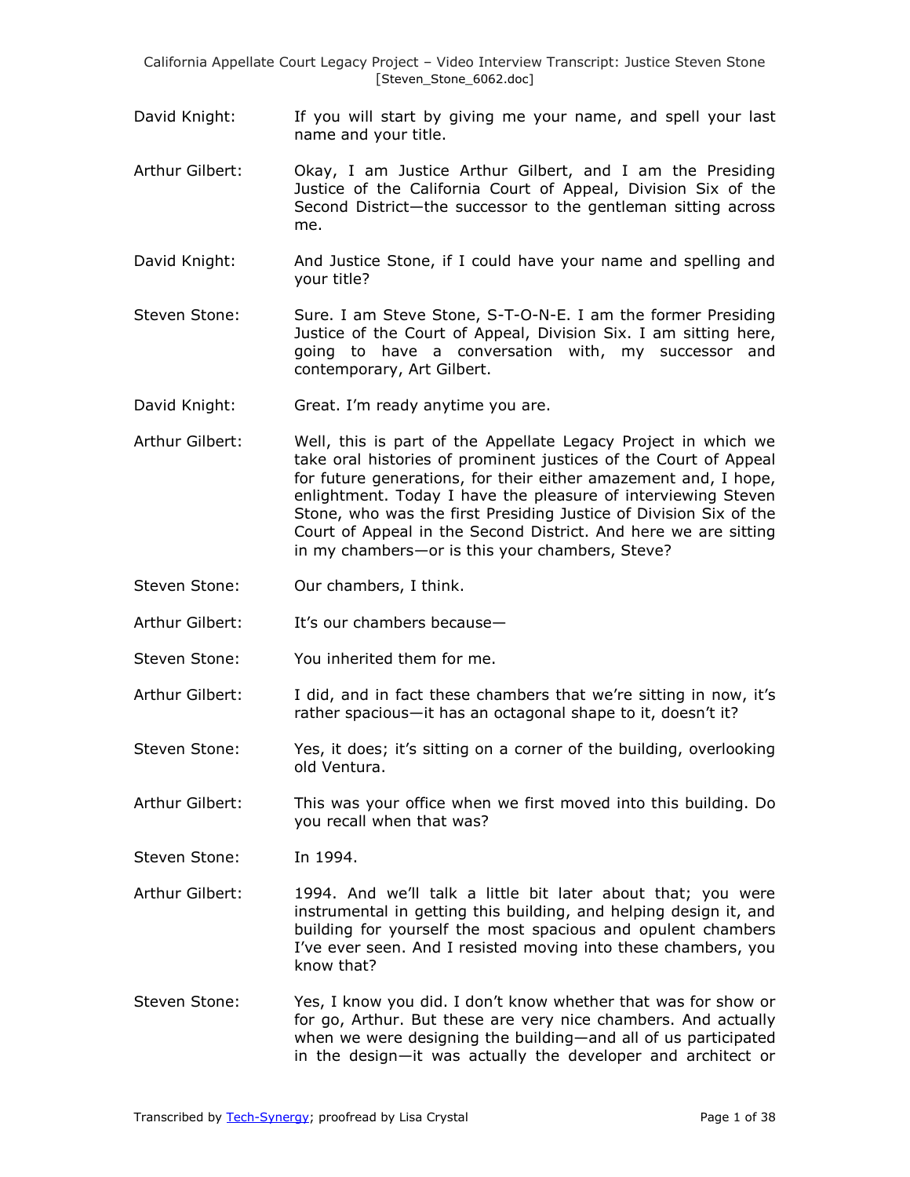David Knight: If you will start by giving me your name, and spell your last name and your title.

Arthur Gilbert: Okay, I am Justice Arthur Gilbert, and I am the Presiding Justice of the California Court of Appeal, Division Six of the Second District—the successor to the gentleman sitting across me.

David Knight: And Justice Stone, if I could have your name and spelling and your title?

Steven Stone: Sure. I am Steve Stone, S-T-O-N-E. I am the former Presiding Justice of the Court of Appeal, Division Six. I am sitting here, going to have a conversation with, my successor and contemporary, Art Gilbert.

David Knight: Great. I'm ready anytime you are.

Arthur Gilbert: Well, this is part of the Appellate Legacy Project in which we take oral histories of prominent justices of the Court of Appeal for future generations, for their either amazement and, I hope, enlightment. Today I have the pleasure of interviewing Steven Stone, who was the first Presiding Justice of Division Six of the Court of Appeal in the Second District. And here we are sitting in my chambers—or is this your chambers, Steve?

Steven Stone: Our chambers, I think.

Arthur Gilbert: It's our chambers because—

Steven Stone: You inherited them for me.

Arthur Gilbert: I did, and in fact these chambers that we're sitting in now, it's rather spacious—it has an octagonal shape to it, doesn't it?

Steven Stone: Yes, it does; it's sitting on a corner of the building, overlooking old Ventura.

Arthur Gilbert: This was your office when we first moved into this building. Do you recall when that was?

Steven Stone: In 1994.

Arthur Gilbert: 1994. And we'll talk a little bit later about that; you were instrumental in getting this building, and helping design it, and building for yourself the most spacious and opulent chambers I've ever seen. And I resisted moving into these chambers, you know that?

Steven Stone: Yes, I know you did. I don't know whether that was for show or for go, Arthur. But these are very nice chambers. And actually when we were designing the building—and all of us participated in the design—it was actually the developer and architect or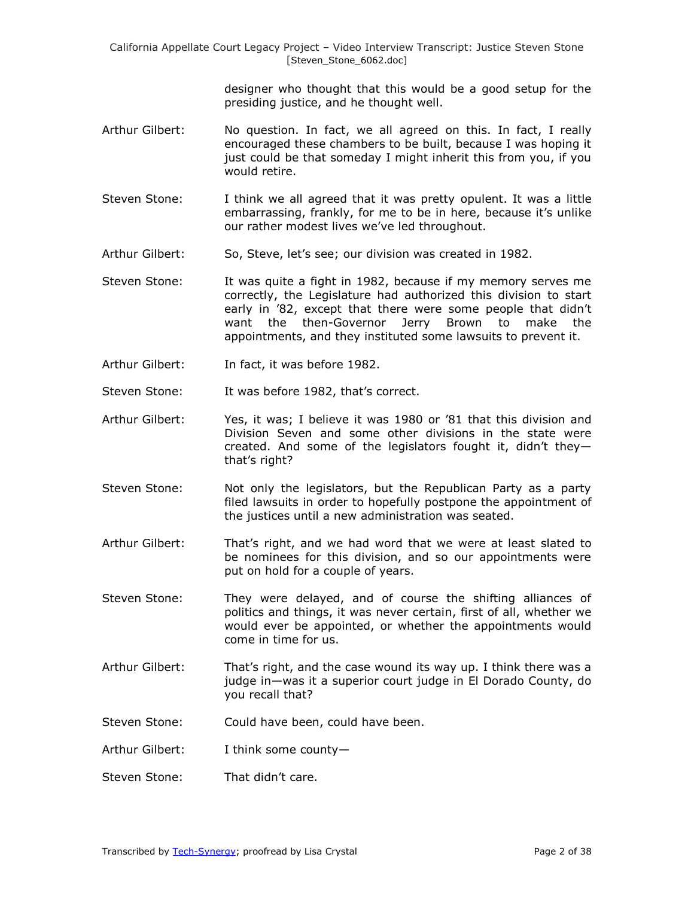designer who thought that this would be a good setup for the presiding justice, and he thought well.

Arthur Gilbert: No question. In fact, we all agreed on this. In fact, I really encouraged these chambers to be built, because I was hoping it just could be that someday I might inherit this from you, if you would retire.

Steven Stone: I think we all agreed that it was pretty opulent. It was a little embarrassing, frankly, for me to be in here, because it's unlike our rather modest lives we've led throughout.

Arthur Gilbert: So, Steve, let's see; our division was created in 1982.

Steven Stone: It was quite a fight in 1982, because if my memory serves me correctly, the Legislature had authorized this division to start early in '82, except that there were some people that didn't want the then-Governor Jerry Brown to make the appointments, and they instituted some lawsuits to prevent it.

Arthur Gilbert: In fact, it was before 1982.

Steven Stone: It was before 1982, that's correct.

Arthur Gilbert: Yes, it was; I believe it was 1980 or '81 that this division and Division Seven and some other divisions in the state were created. And some of the legislators fought it, didn't they—that's right?

Steven Stone: Not only the legislators, but the Republican Party as a party filed lawsuits in order to hopefully postpone the appointment of the justices until a new administration was seated.

Arthur Gilbert: That's right, and we had word that we were at least slated to be nominees for this division, and so our appointments were put on hold for a couple of years.

Steven Stone: They were delayed, and of course the shifting alliances of politics and things, it was never certain, first of all, whether we would ever be appointed, or whether the appointments would come in time for us.

Arthur Gilbert: That's right, and the case wound its way up. I think there was a judge in—was it a superior court judge in El Dorado County, do you recall that?

Steven Stone: Could have been, could have been.

Arthur Gilbert: I think some county—

Steven Stone: That didn't care.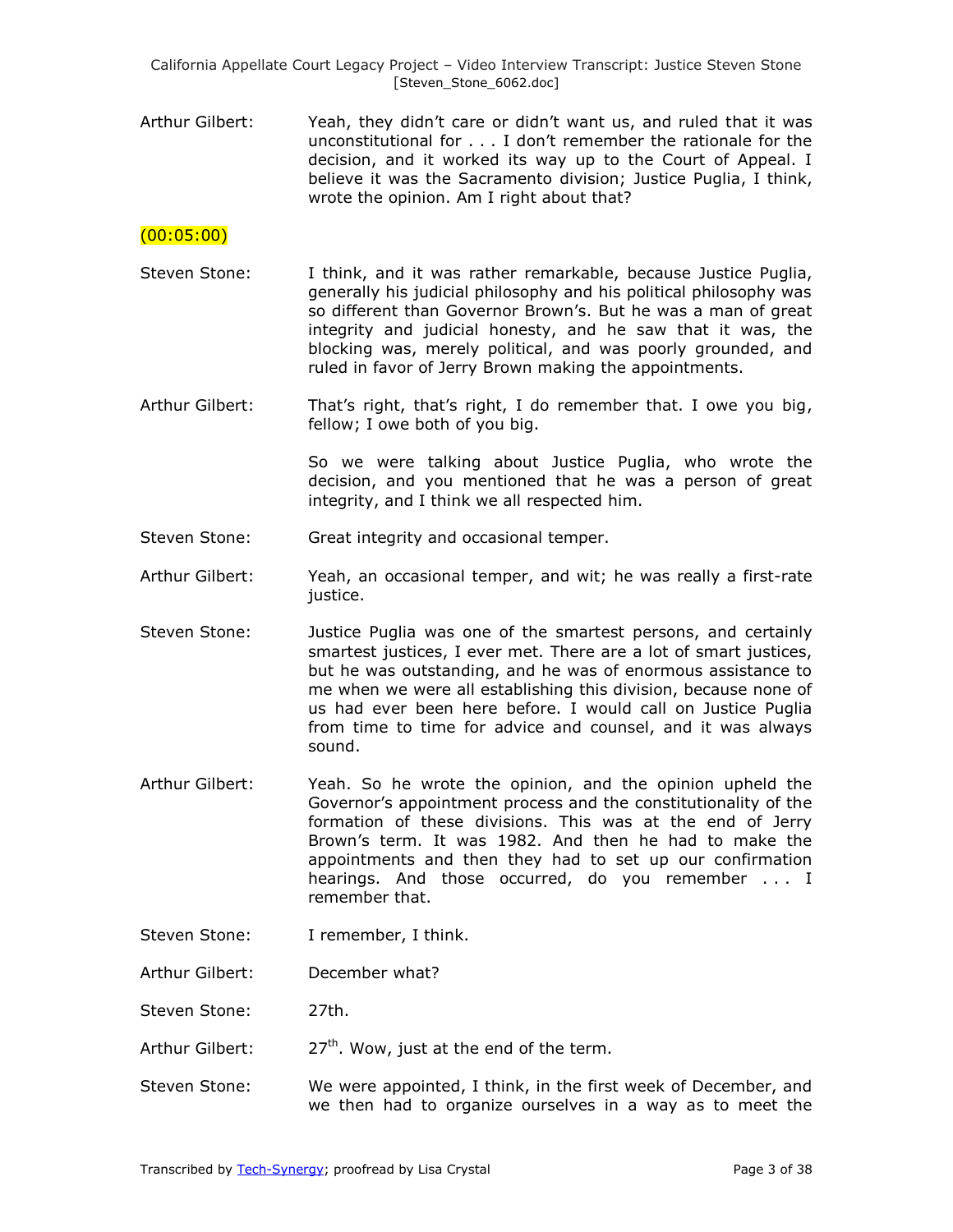Arthur Gilbert: Yeah, they didn't care or didn't want us, and ruled that it was unconstitutional for . . . I don't remember the rationale for the decision, and it worked its way up to the Court of Appeal. I believe it was the Sacramento division; Justice Puglia, I think, wrote the opinion. Am I right about that?

(00:05:00)

Steven Stone: I think, and it was rather remarkable, because Justice Puglia, generally his judicial philosophy and his political philosophy was so different than Governor Brown's. But he was a man of great integrity and judicial honesty, and he saw that it was, the blocking was, merely political, and was poorly grounded, and ruled in favor of Jerry Brown making the appointments.

Arthur Gilbert: That's right, that's right, I do remember that. I owe you big, fellow; I owe both of you big.

So we were talking about Justice Puglia, who wrote the decision, and you mentioned that he was a person of great integrity, and I think we all respected him.

Steven Stone: Great integrity and occasional temper.

Arthur Gilbert: Yeah, an occasional temper, and wit; he was really a first-rate justice.

Steven Stone: Justice Puglia was one of the smartest persons, and certainly smartest justices, I ever met. There are a lot of smart justices, but he was outstanding, and he was of enormous assistance to me when we were all establishing this division, because none of us had ever been here before. I would call on Justice Puglia from time to time for advice and counsel, and it was always sound.

Arthur Gilbert: Yeah. So he wrote the opinion, and the opinion upheld the Governor's appointment process and the constitutionality of the formation of these divisions. This was at the end of Jerry Brown's term. It was 1982. And then he had to make the appointments and then they had to set up our confirmation hearings. And those occurred, do you remember . . . I remember that.

Steven Stone: I remember, I think.

Arthur Gilbert: December what?

Steven Stone: 27th.

Arthur Gilbert: 27th. Wow, just at the end of the term.

Steven Stone: We were appointed, I think, in the first week of December, and we then had to organize ourselves in a way as to meet the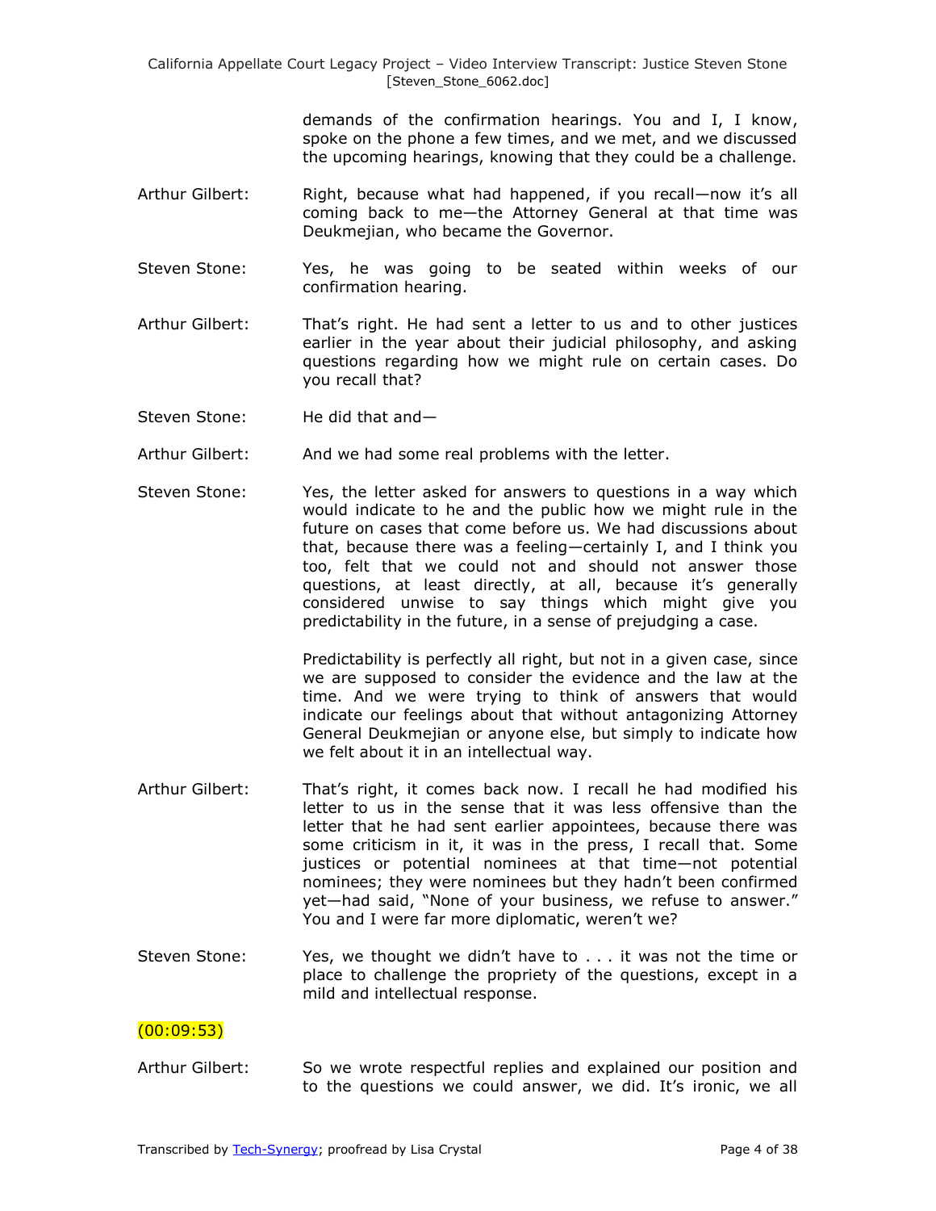demands of the confirmation hearings. You and I, I know, spoke on the phone a few times, and we met, and we discussed the upcoming hearings, knowing that they could be a challenge.

Arthur Gilbert: Right, because what had happened, if you recall—now it's all coming back to me—the Attorney General at that time was Deukmejian, who became the Governor.

Steven Stone: Yes, he was going to be seated within weeks of our confirmation hearing.

Arthur Gilbert: That's right. He had sent a letter to us and to other justices earlier in the year about their judicial philosophy, and asking questions regarding how we might rule on certain cases. Do you recall that?

Steven Stone: He did that and—

Arthur Gilbert: And we had some real problems with the letter.

Steven Stone: Yes, the letter asked for answers to questions in a way which would indicate to he and the public how we might rule in the future on cases that come before us. We had discussions about that, because there was a feeling—certainly I, and I think you too, felt that we could not and should not answer those questions, at least directly, at all, because it's generally considered unwise to say things which might give you predictability in the future, in a sense of prejudging a case.

Predictability is perfectly all right, but not in a given case, since we are supposed to consider the evidence and the law at the time. And we were trying to think of answers that would indicate our feelings about that without antagonizing Attorney General Deukmejian or anyone else, but simply to indicate how we felt about it in an intellectual way.

Arthur Gilbert: That's right, it comes back now. I recall he had modified his letter to us in the sense that it was less offensive than the letter that he had sent earlier appointees, because there was some criticism in it, it was in the press, I recall that. Some justices or potential nominees at that time—not potential nominees; they were nominees but they hadn't been confirmed yet—had said, "None of your business, we refuse to answer." You and I were far more diplomatic, weren't we?

Steven Stone: Yes, we thought we didn't have to . . . it was not the time or place to challenge the propriety of the questions, except in a mild and intellectual response.

(00:09:53)

Arthur Gilbert: So we wrote respectful replies and explained our position and to the questions we could answer, we did. It's ironic, we all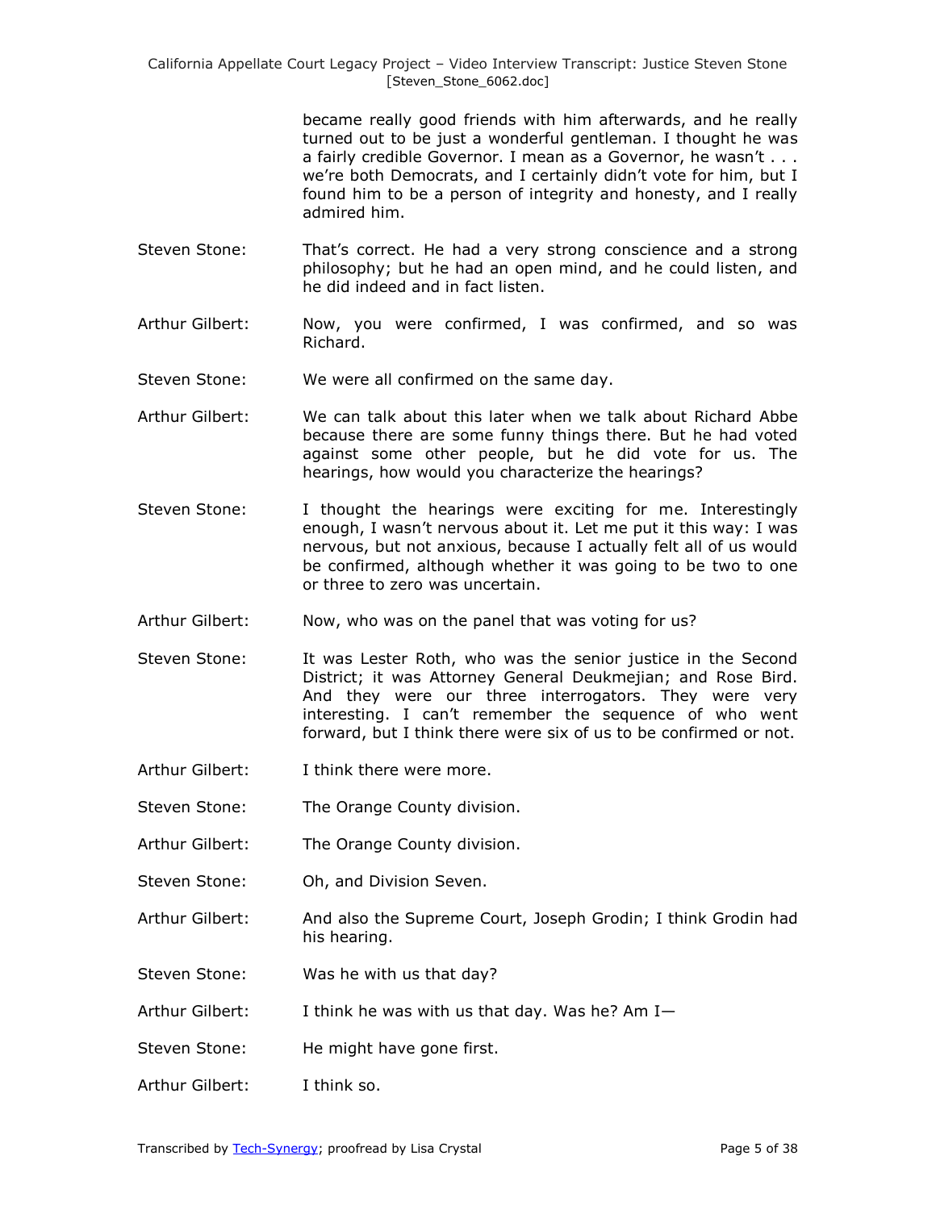became really good friends with him afterwards, and he really turned out to be just a wonderful gentleman. I thought he was a fairly credible Governor. I mean as a Governor, he wasn't . . . we're both Democrats, and I certainly didn't vote for him, but I found him to be a person of integrity and honesty, and I really admired him.

Steven Stone: That's correct. He had a very strong conscience and a strong philosophy; but he had an open mind, and he could listen, and he did indeed and in fact listen.

Arthur Gilbert: Now, you were confirmed, I was confirmed, and so was Richard.

Steven Stone: We were all confirmed on the same day.

Arthur Gilbert: We can talk about this later when we talk about Richard Abbe because there are some funny things there. But he had voted against some other people, but he did vote for us. The hearings, how would you characterize the hearings?

Steven Stone: I thought the hearings were exciting for me. Interestingly enough, I wasn't nervous about it. Let me put it this way: I was nervous, but not anxious, because I actually felt all of us would be confirmed, although whether it was going to be two to one or three to zero was uncertain.

Arthur Gilbert: Now, who was on the panel that was voting for us?

Steven Stone: It was Lester Roth, who was the senior justice in the Second District; it was Attorney General Deukmejian; and Rose Bird. And they were our three interrogators. They were very interesting. I can't remember the sequence of who went forward, but I think there were six of us to be confirmed or not.

Arthur Gilbert: I think there were more.

Steven Stone: The Orange County division.

Arthur Gilbert: The Orange County division.

Steven Stone: Oh, and Division Seven.

Arthur Gilbert: And also the Supreme Court, Joseph Grodin; I think Grodin had his hearing.

Steven Stone: Was he with us that day?

Arthur Gilbert: I think he was with us that day. Was he? Am I—

Steven Stone: He might have gone first.

Arthur Gilbert: I think so.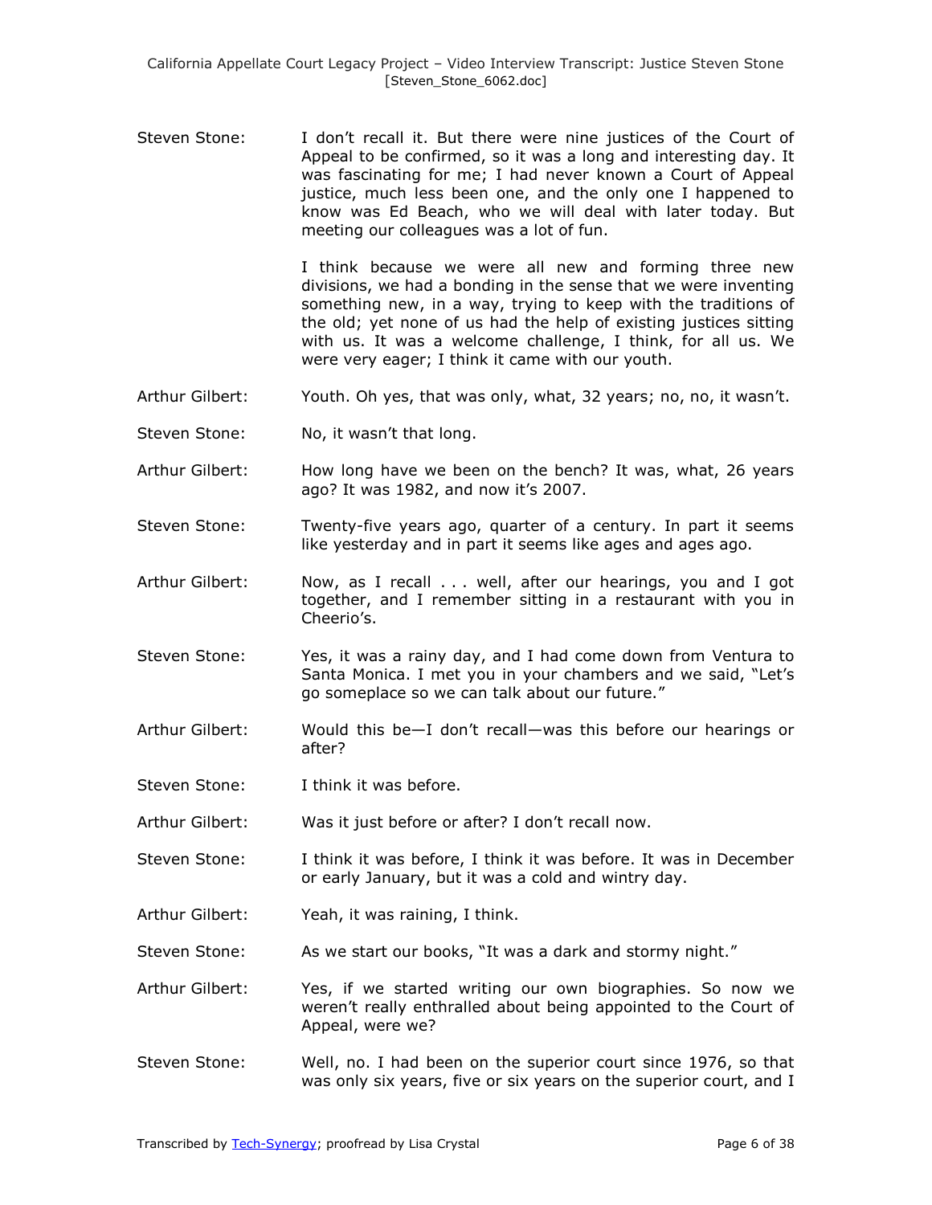Steven Stone: I don't recall it. But there were nine justices of the Court of Appeal to be confirmed, so it was a long and interesting day. It was fascinating for me; I had never known a Court of Appeal justice, much less been one, and the only one I happened to know was Ed Beach, who we will deal with later today. But meeting our colleagues was a lot of fun.

I think because we were all new and forming three new divisions, we had a bonding in the sense that we were inventing something new, in a way, trying to keep with the traditions of the old; yet none of us had the help of existing justices sitting with us. It was a welcome challenge, I think, for all us. We were very eager; I think it came with our youth.

Arthur Gilbert: Youth. Oh yes, that was only, what, 32 years; no, no, it wasn't.

Steven Stone: No, it wasn't that long.

Arthur Gilbert: How long have we been on the bench? It was, what, 26 years ago? It was 1982, and now it's 2007.

Steven Stone: Twenty-five years ago, quarter of a century. In part it seems like yesterday and in part it seems like ages and ages ago.

Arthur Gilbert: Now, as I recall . . . well, after our hearings, you and I got together, and I remember sitting in a restaurant with you in Cheerio's.

Steven Stone: Yes, it was a rainy day, and I had come down from Ventura to Santa Monica. I met you in your chambers and we said, "Let's go someplace so we can talk about our future."

Arthur Gilbert: Would this be—I don't recall—was this before our hearings or after?

Steven Stone: I think it was before.

Arthur Gilbert: Was it just before or after? I don't recall now.

Steven Stone: I think it was before, I think it was before. It was in December or early January, but it was a cold and wintry day.

Arthur Gilbert: Yeah, it was raining, I think.

Steven Stone: As we start our books, "It was a dark and stormy night."

Arthur Gilbert: Yes, if we started writing our own biographies. So now we weren't really enthralled about being appointed to the Court of Appeal, were we?

Steven Stone: Well, no. I had been on the superior court since 1976, so that was only six years, five or six years on the superior court, and I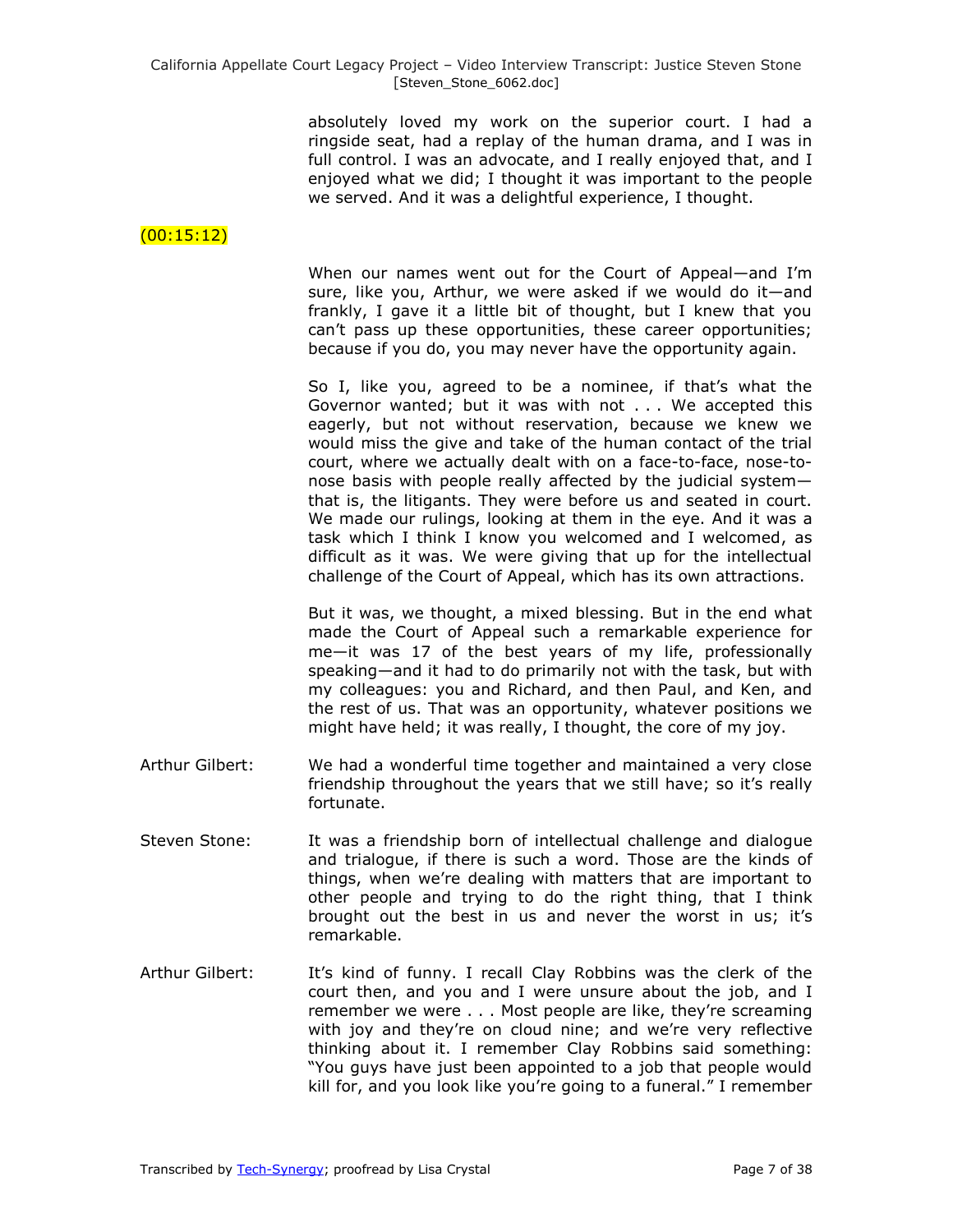absolutely loved my work on the superior court. I had a ringside seat, had a replay of the human drama, and I was in full control. I was an advocate, and I really enjoyed that, and I enjoyed what we did; I thought it was important to the people we served. And it was a delightful experience, I thought.

(00:15:12)

When our names went out for the Court of Appeal—and I'm sure, like you, Arthur, we were asked if we would do it—and frankly, I gave it a little bit of thought, but I knew that you can't pass up these opportunities, these career opportunities; because if you do, you may never have the opportunity again.

So I, like you, agreed to be a nominee, if that's what the Governor wanted; but it was with not . . . We accepted this eagerly, but not without reservation, because we knew we would miss the give and take of the human contact of the trial court, where we actually dealt with on a face-to-face, nose-to-nose basis with people really affected by the judicial system—that is, the litigants. They were before us and seated in court. We made our rulings, looking at them in the eye. And it was a task which I think I know you welcomed and I welcomed, as difficult as it was. We were giving that up for the intellectual challenge of the Court of Appeal, which has its own attractions.

But it was, we thought, a mixed blessing. But in the end what made the Court of Appeal such a remarkable experience for me—it was 17 of the best years of my life, professionally speaking—and it had to do primarily not with the task, but with my colleagues: you and Richard, and then Paul, and Ken, and the rest of us. That was an opportunity, whatever positions we might have held; it was really, I thought, the core of my joy.

Arthur Gilbert: We had a wonderful time together and maintained a very close friendship throughout the years that we still have; so it's really fortunate.

Steven Stone: It was a friendship born of intellectual challenge and dialogue and trialogue, if there is such a word. Those are the kinds of things, when we're dealing with matters that are important to other people and trying to do the right thing, that I think brought out the best in us and never the worst in us; it's remarkable.

Arthur Gilbert: It's kind of funny. I recall Clay Robbins was the clerk of the court then, and you and I were unsure about the job, and I remember we were . . . Most people are like, they're screaming with joy and they're on cloud nine; and we're very reflective thinking about it. I remember Clay Robbins said something: "You guys have just been appointed to a job that people would kill for, and you look like you're going to a funeral." I remember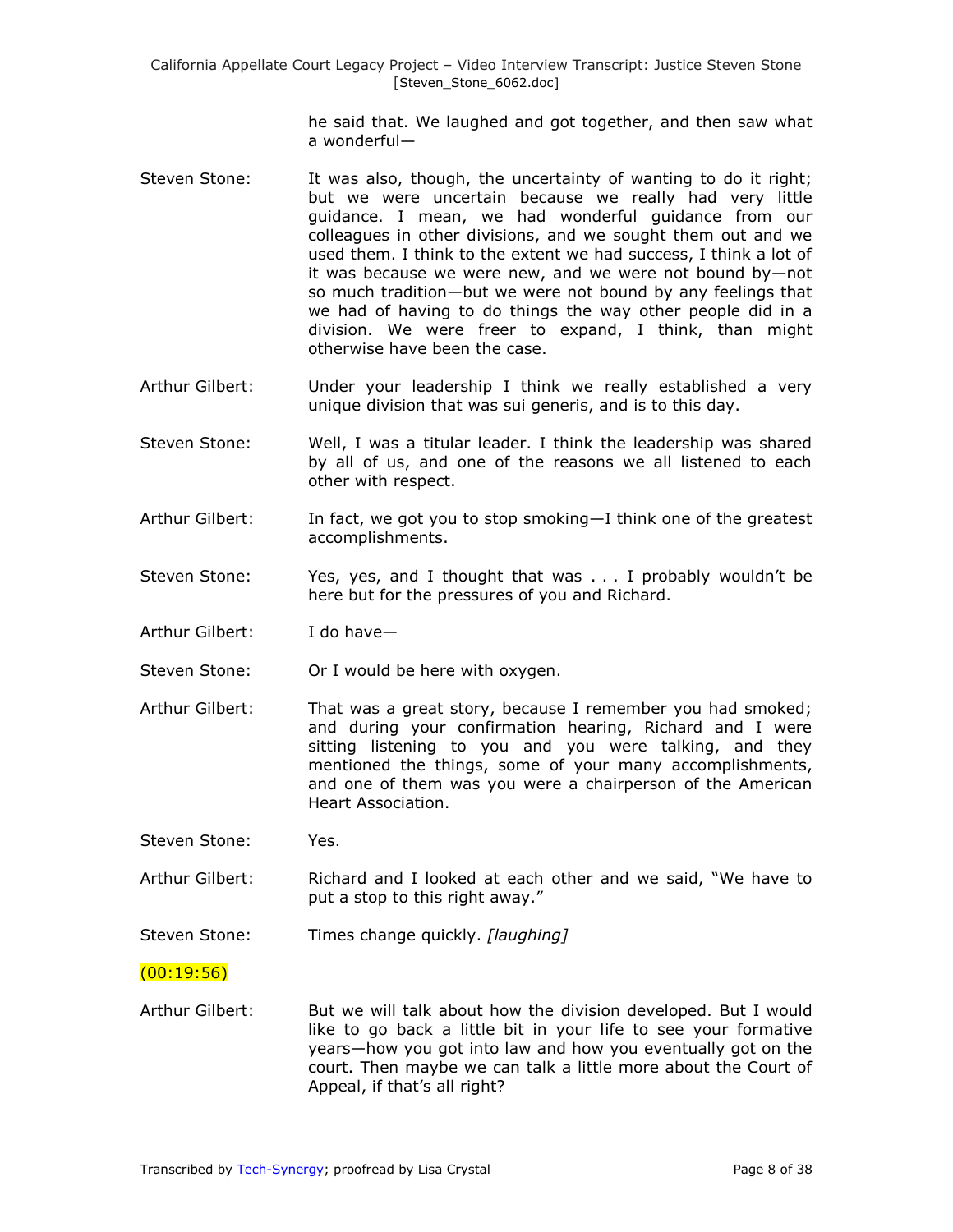he said that. We laughed and got together, and then saw what a wonderful—

Steven Stone: It was also, though, the uncertainty of wanting to do it right; but we were uncertain because we really had very little guidance. I mean, we had wonderful guidance from our colleagues in other divisions, and we sought them out and we used them. I think to the extent we had success, I think a lot of it was because we were new, and we were not bound by—not so much tradition—but we were not bound by any feelings that we had of having to do things the way other people did in a division. We were freer to expand, I think, than might otherwise have been the case.

Arthur Gilbert: Under your leadership I think we really established a very unique division that was sui generis, and is to this day.

Steven Stone: Well, I was a titular leader. I think the leadership was shared by all of us, and one of the reasons we all listened to each other with respect.

Arthur Gilbert: In fact, we got you to stop smoking—I think one of the greatest accomplishments.

Steven Stone: Yes, yes, and I thought that was . . . I probably wouldn't be here but for the pressures of you and Richard.

Arthur Gilbert: I do have—

Steven Stone: Or I would be here with oxygen.

Arthur Gilbert: That was a great story, because I remember you had smoked; and during your confirmation hearing, Richard and I were sitting listening to you and you were talking, and they mentioned the things, some of your many accomplishments, and one of them was you were a chairperson of the American Heart Association.

Steven Stone: Yes.

Arthur Gilbert: Richard and I looked at each other and we said, "We have to put a stop to this right away."

Steven Stone: Times change quickly. *[laughing]*

(00:19:56)

Arthur Gilbert: But we will talk about how the division developed. But I would like to go back a little bit in your life to see your formative years—how you got into law and how you eventually got on the court. Then maybe we can talk a little more about the Court of Appeal, if that's all right?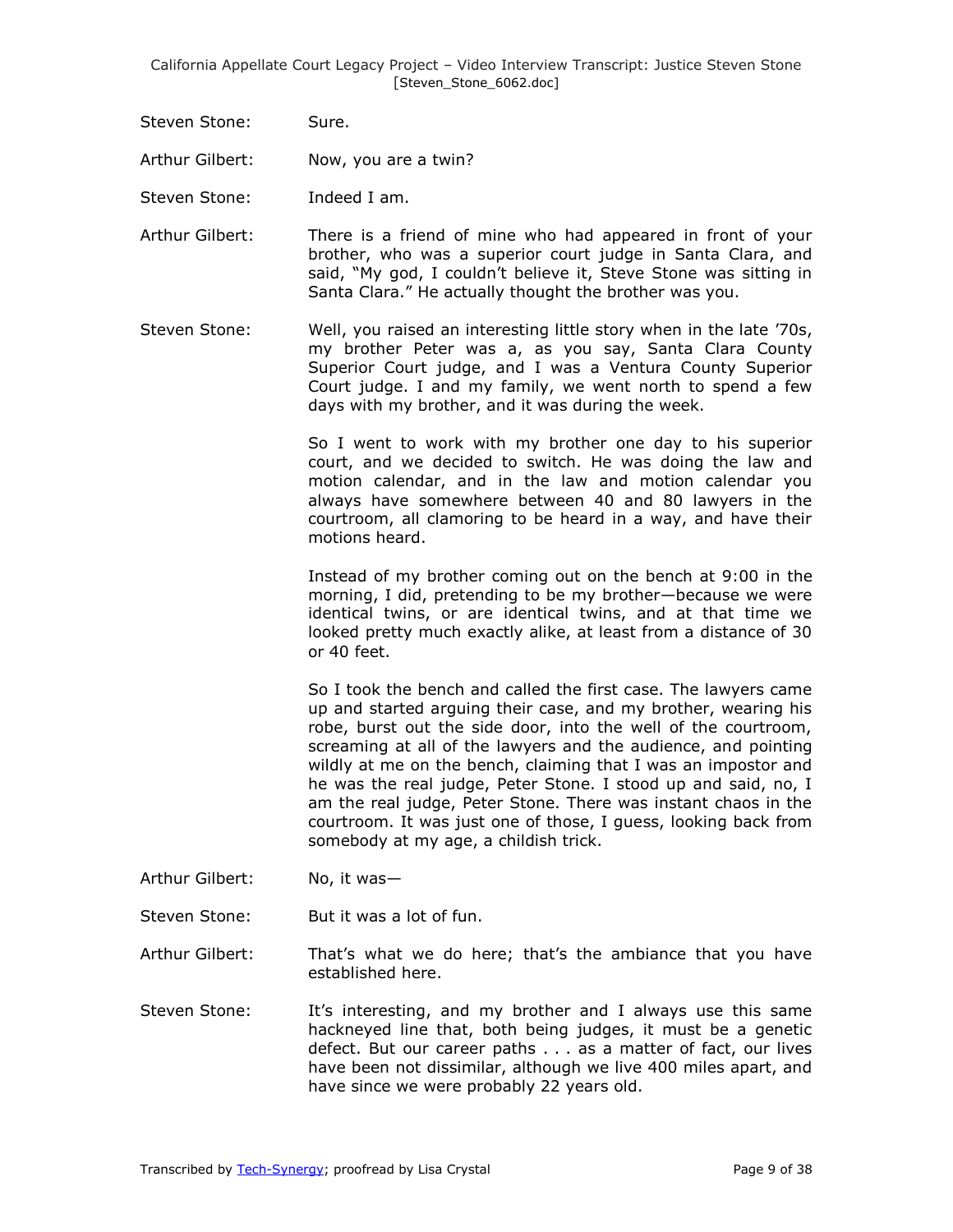Steven Stone: Sure.

Arthur Gilbert: Now, you are a twin?

Steven Stone: Indeed I am.

Arthur Gilbert: There is a friend of mine who had appeared in front of your brother, who was a superior court judge in Santa Clara, and said, "My god, I couldn't believe it, Steve Stone was sitting in Santa Clara." He actually thought the brother was you.

Steven Stone: Well, you raised an interesting little story when in the late '70s, my brother Peter was a, as you say, Santa Clara County Superior Court judge, and I was a Ventura County Superior Court judge. I and my family, we went north to spend a few days with my brother, and it was during the week.

So I went to work with my brother one day to his superior court, and we decided to switch. He was doing the law and motion calendar, and in the law and motion calendar you always have somewhere between 40 and 80 lawyers in the courtroom, all clamoring to be heard in a way, and have their motions heard.

Instead of my brother coming out on the bench at 9:00 in the morning, I did, pretending to be my brother—because we were identical twins, or are identical twins, and at that time we looked pretty much exactly alike, at least from a distance of 30 or 40 feet.

So I took the bench and called the first case. The lawyers came up and started arguing their case, and my brother, wearing his robe, burst out the side door, into the well of the courtroom, screaming at all of the lawyers and the audience, and pointing wildly at me on the bench, claiming that I was an impostor and he was the real judge, Peter Stone. I stood up and said, no, I am the real judge, Peter Stone. There was instant chaos in the courtroom. It was just one of those, I guess, looking back from somebody at my age, a childish trick.

Arthur Gilbert: No, it was—

Steven Stone: But it was a lot of fun.

Arthur Gilbert: That's what we do here; that's the ambiance that you have established here.

Steven Stone: It's interesting, and my brother and I always use this same hackneyed line that, both being judges, it must be a genetic defect. But our career paths . . . as a matter of fact, our lives have been not dissimilar, although we live 400 miles apart, and have since we were probably 22 years old.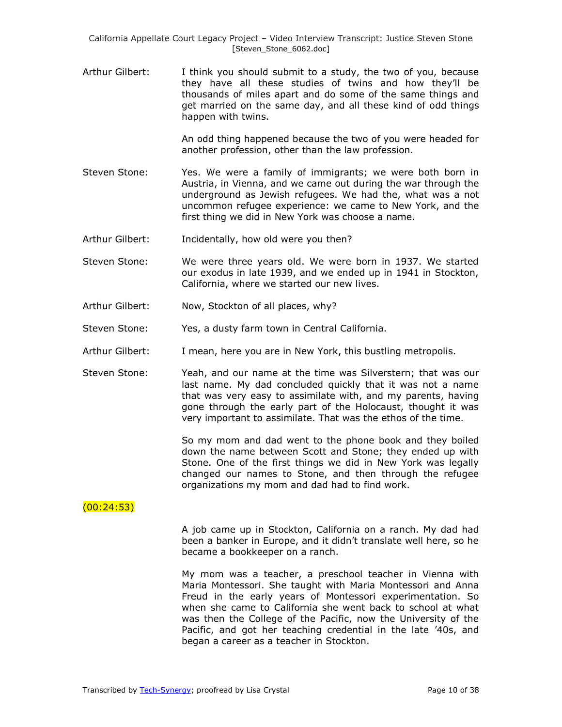Arthur Gilbert: I think you should submit to a study, the two of you, because they have all these studies of twins and how they'll be thousands of miles apart and do some of the same things and get married on the same day, and all these kind of odd things happen with twins.

An odd thing happened because the two of you were headed for another profession, other than the law profession.

Steven Stone: Yes. We were a family of immigrants; we were both born in Austria, in Vienna, and we came out during the war through the underground as Jewish refugees. We had the, what was a not uncommon refugee experience: we came to New York, and the first thing we did in New York was choose a name.

Arthur Gilbert: Incidentally, how old were you then?

Steven Stone: We were three years old. We were born in 1937. We started our exodus in late 1939, and we ended up in 1941 in Stockton, California, where we started our new lives.

Arthur Gilbert: Now, Stockton of all places, why?

Steven Stone: Yes, a dusty farm town in Central California.

Arthur Gilbert: I mean, here you are in New York, this bustling metropolis.

Steven Stone: Yeah, and our name at the time was Silverstern; that was our last name. My dad concluded quickly that it was not a name that was very easy to assimilate with, and my parents, having gone through the early part of the Holocaust, thought it was very important to assimilate. That was the ethos of the time.

So my mom and dad went to the phone book and they boiled down the name between Scott and Stone; they ended up with Stone. One of the first things we did in New York was legally changed our names to Stone, and then through the refugee organizations my mom and dad had to find work.

(00:24:53)

A job came up in Stockton, California on a ranch. My dad had been a banker in Europe, and it didn't translate well here, so he became a bookkeeper on a ranch.

My mom was a teacher, a preschool teacher in Vienna with Maria Montessori. She taught with Maria Montessori and Anna Freud in the early years of Montessori experimentation. So when she came to California she went back to school at what was then the College of the Pacific, now the University of the Pacific, and got her teaching credential in the late '40s, and began a career as a teacher in Stockton.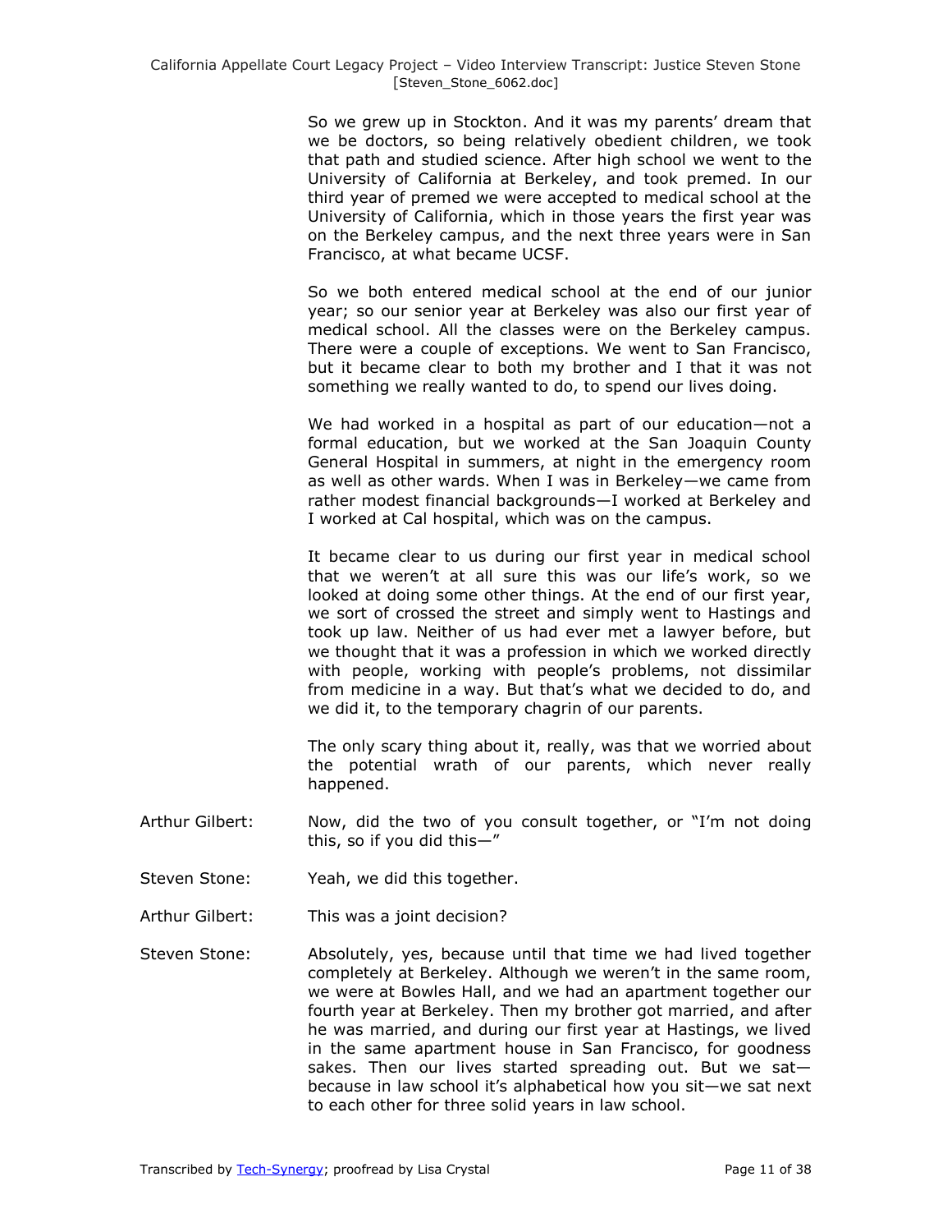So we grew up in Stockton. And it was my parents' dream that we be doctors, so being relatively obedient children, we took that path and studied science. After high school we went to the University of California at Berkeley, and took premed. In our third year of premed we were accepted to medical school at the University of California, which in those years the first year was on the Berkeley campus, and the next three years were in San Francisco, at what became UCSF.

So we both entered medical school at the end of our junior year; so our senior year at Berkeley was also our first year of medical school. All the classes were on the Berkeley campus. There were a couple of exceptions. We went to San Francisco, but it became clear to both my brother and I that it was not something we really wanted to do, to spend our lives doing.

We had worked in a hospital as part of our education—not a formal education, but we worked at the San Joaquin County General Hospital in summers, at night in the emergency room as well as other wards. When I was in Berkeley—we came from rather modest financial backgrounds—I worked at Berkeley and I worked at Cal hospital, which was on the campus.

It became clear to us during our first year in medical school that we weren't at all sure this was our life's work, so we looked at doing some other things. At the end of our first year, we sort of crossed the street and simply went to Hastings and took up law. Neither of us had ever met a lawyer before, but we thought that it was a profession in which we worked directly with people, working with people's problems, not dissimilar from medicine in a way. But that's what we decided to do, and we did it, to the temporary chagrin of our parents.

The only scary thing about it, really, was that we worried about the potential wrath of our parents, which never really happened.

Arthur Gilbert: Now, did the two of you consult together, or "I'm not doing this, so if you did this—"

Steven Stone: Yeah, we did this together.

Arthur Gilbert: This was a joint decision?

Steven Stone: Absolutely, yes, because until that time we had lived together completely at Berkeley. Although we weren't in the same room, we were at Bowles Hall, and we had an apartment together our fourth year at Berkeley. Then my brother got married, and after he was married, and during our first year at Hastings, we lived in the same apartment house in San Francisco, for goodness sakes. Then our lives started spreading out. But we sat—because in law school it's alphabetical how you sit—we sat next to each other for three solid years in law school.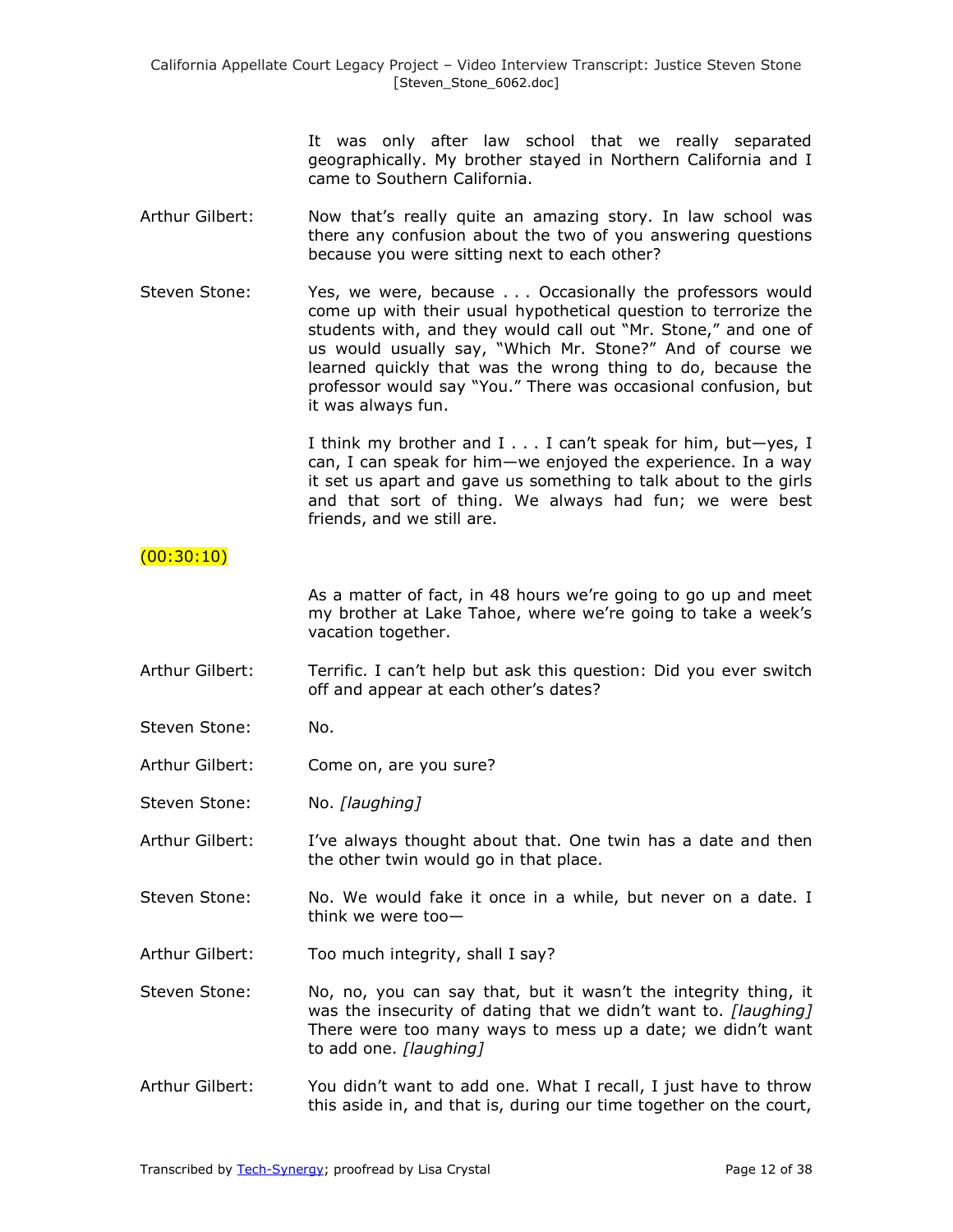It was only after law school that we really separated geographically. My brother stayed in Northern California and I came to Southern California.

Arthur Gilbert: Now that's really quite an amazing story. In law school was there any confusion about the two of you answering questions because you were sitting next to each other?

Steven Stone: Yes, we were, because . . . Occasionally the professors would come up with their usual hypothetical question to terrorize the students with, and they would call out "Mr. Stone," and one of us would usually say, "Which Mr. Stone?" And of course we learned quickly that was the wrong thing to do, because the professor would say "You." There was occasional confusion, but it was always fun.

I think my brother and I . . . I can't speak for him, but—yes, I can, I can speak for him—we enjoyed the experience. In a way it set us apart and gave us something to talk about to the girls and that sort of thing. We always had fun; we were best friends, and we still are.

(00:30:10)

As a matter of fact, in 48 hours we're going to go up and meet my brother at Lake Tahoe, where we're going to take a week's vacation together.

Arthur Gilbert: Terrific. I can't help but ask this question: Did you ever switch off and appear at each other's dates?

Steven Stone: No.

Arthur Gilbert: Come on, are you sure?

Steven Stone: No. *[laughing]*

Arthur Gilbert: I've always thought about that. One twin has a date and then the other twin would go in that place.

Steven Stone: No. We would fake it once in a while, but never on a date. I think we were too—

Arthur Gilbert: Too much integrity, shall I say?

Steven Stone: No, no, you can say that, but it wasn't the integrity thing, it was the insecurity of dating that we didn't want to. *[laughing]* There were too many ways to mess up a date; we didn't want to add one. *[laughing]*

Arthur Gilbert: You didn't want to add one. What I recall, I just have to throw this aside in, and that is, during our time together on the court,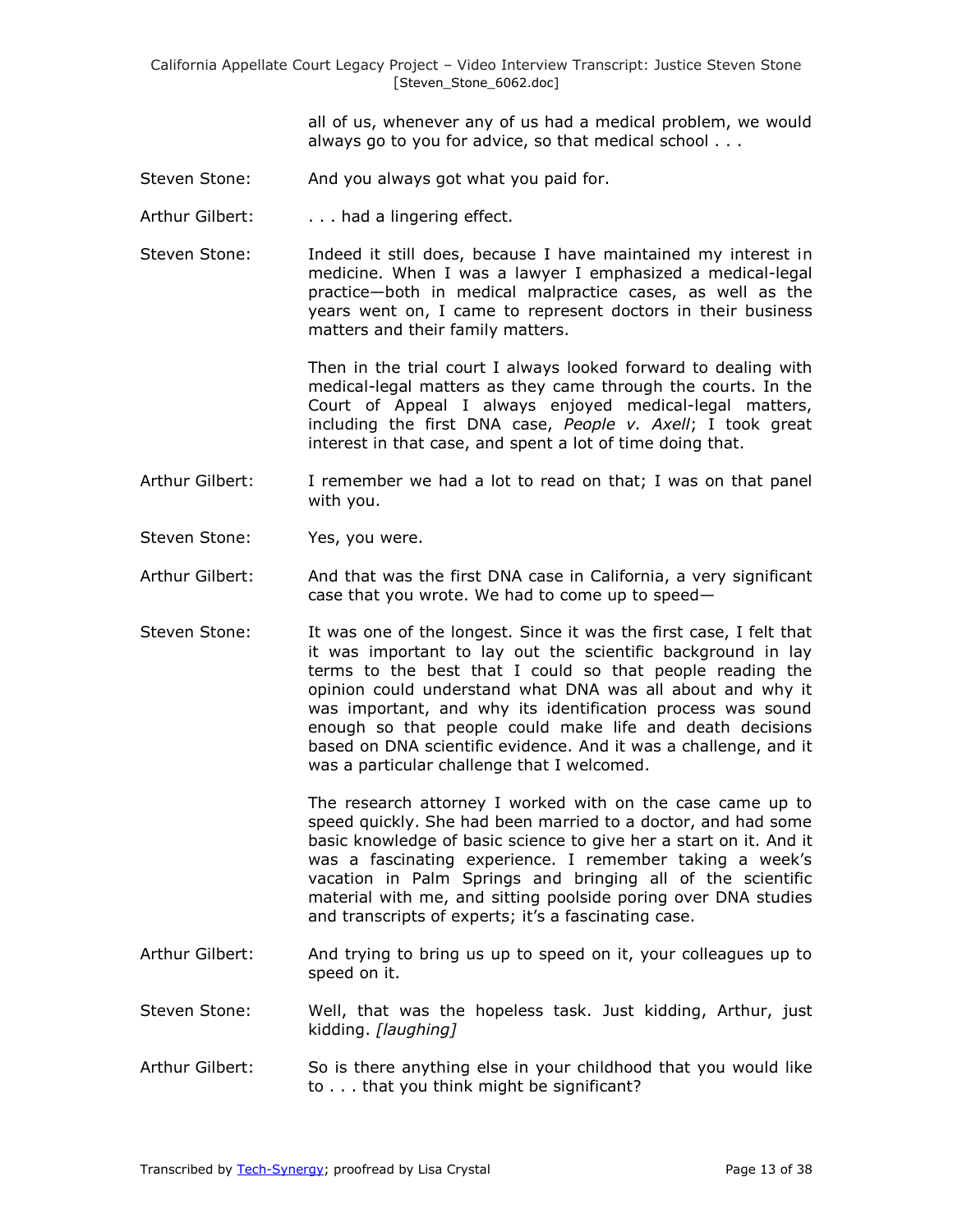all of us, whenever any of us had a medical problem, we would always go to you for advice, so that medical school . . .

Steven Stone: And you always got what you paid for.

Arthur Gilbert: . . . had a lingering effect.

Steven Stone: Indeed it still does, because I have maintained my interest in medicine. When I was a lawyer I emphasized a medical-legal practice—both in medical malpractice cases, as well as the years went on, I came to represent doctors in their business matters and their family matters.

Then in the trial court I always looked forward to dealing with medical-legal matters as they came through the courts. In the Court of Appeal I always enjoyed medical-legal matters, including the first DNA case, *People v. Axell*; I took great interest in that case, and spent a lot of time doing that.

Arthur Gilbert: I remember we had a lot to read on that; I was on that panel with you.

Steven Stone: Yes, you were.

Arthur Gilbert: And that was the first DNA case in California, a very significant case that you wrote. We had to come up to speed—

Steven Stone: It was one of the longest. Since it was the first case, I felt that it was important to lay out the scientific background in lay terms to the best that I could so that people reading the opinion could understand what DNA was all about and why it was important, and why its identification process was sound enough so that people could make life and death decisions based on DNA scientific evidence. And it was a challenge, and it was a particular challenge that I welcomed.

The research attorney I worked with on the case came up to speed quickly. She had been married to a doctor, and had some basic knowledge of basic science to give her a start on it. And it was a fascinating experience. I remember taking a week's vacation in Palm Springs and bringing all of the scientific material with me, and sitting poolside poring over DNA studies and transcripts of experts; it's a fascinating case.

Arthur Gilbert: And trying to bring us up to speed on it, your colleagues up to speed on it.

Steven Stone: Well, that was the hopeless task. Just kidding, Arthur, just kidding. *[laughing]*

Arthur Gilbert: So is there anything else in your childhood that you would like to . . . that you think might be significant?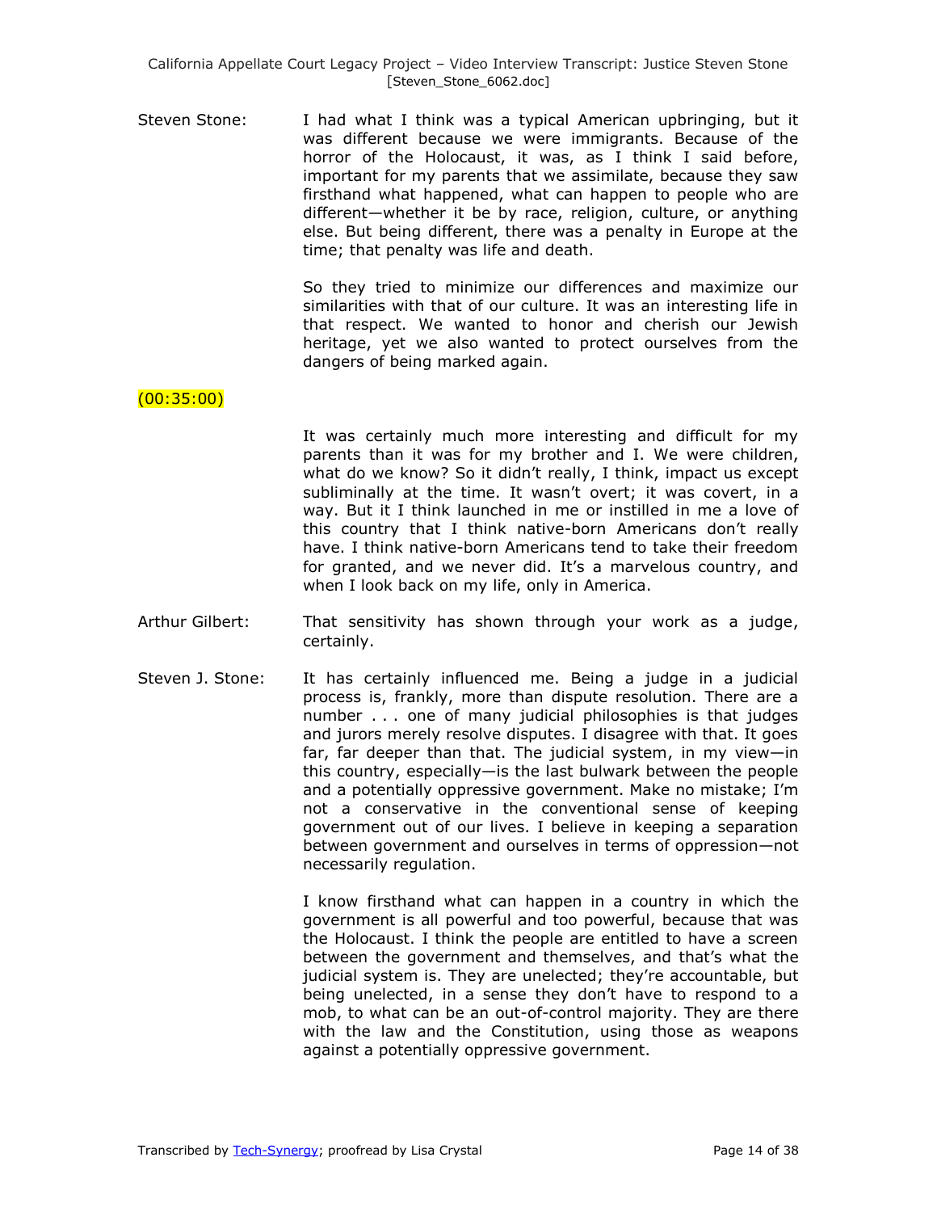Steven Stone: I had what I think was a typical American upbringing, but it was different because we were immigrants. Because of the horror of the Holocaust, it was, as I think I said before, important for my parents that we assimilate, because they saw firsthand what happened, what can happen to people who are different—whether it be by race, religion, culture, or anything else. But being different, there was a penalty in Europe at the time; that penalty was life and death.

So they tried to minimize our differences and maximize our similarities with that of our culture. It was an interesting life in that respect. We wanted to honor and cherish our Jewish heritage, yet we also wanted to protect ourselves from the dangers of being marked again.

(00:35:00)

It was certainly much more interesting and difficult for my parents than it was for my brother and I. We were children, what do we know? So it didn't really, I think, impact us except subliminally at the time. It wasn't overt; it was covert, in a way. But it I think launched in me or instilled in me a love of this country that I think native-born Americans don't really have. I think native-born Americans tend to take their freedom for granted, and we never did. It's a marvelous country, and when I look back on my life, only in America.

Arthur Gilbert: That sensitivity has shown through your work as a judge, certainly.

Steven J. Stone: It has certainly influenced me. Being a judge in a judicial process is, frankly, more than dispute resolution. There are a number . . . one of many judicial philosophies is that judges and jurors merely resolve disputes. I disagree with that. It goes far, far deeper than that. The judicial system, in my view—in this country, especially—is the last bulwark between the people and a potentially oppressive government. Make no mistake; I'm not a conservative in the conventional sense of keeping government out of our lives. I believe in keeping a separation between government and ourselves in terms of oppression—not necessarily regulation.

I know firsthand what can happen in a country in which the government is all powerful and too powerful, because that was the Holocaust. I think the people are entitled to have a screen between the government and themselves, and that's what the judicial system is. They are unelected; they're accountable, but being unelected, in a sense they don't have to respond to a mob, to what can be an out-of-control majority. They are there with the law and the Constitution, using those as weapons against a potentially oppressive government.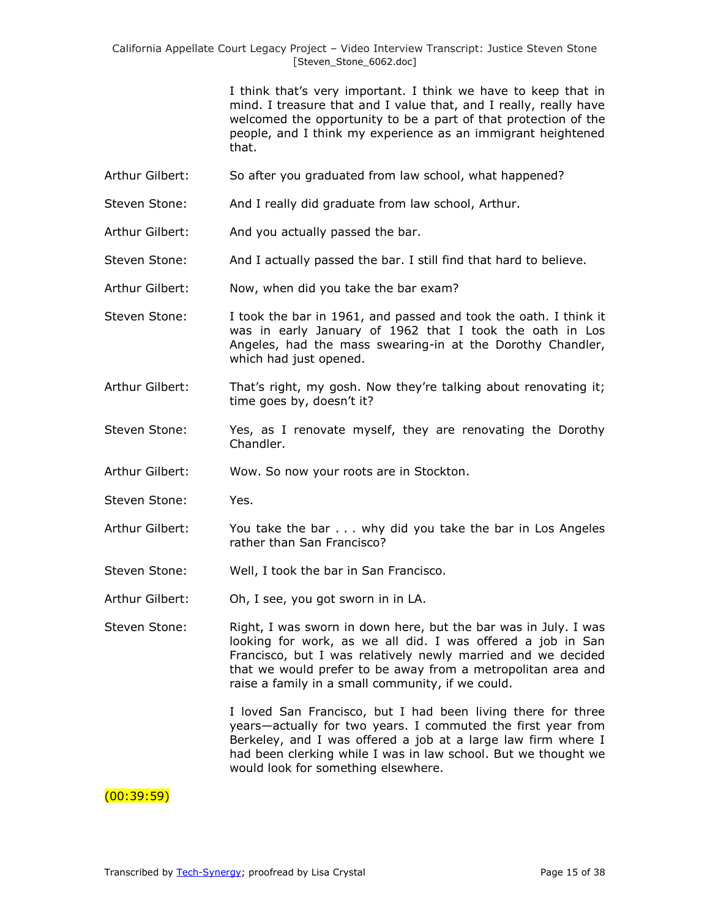I think that's very important. I think we have to keep that in mind. I treasure that and I value that, and I really, really have welcomed the opportunity to be a part of that protection of the people, and I think my experience as an immigrant heightened that.

Arthur Gilbert: So after you graduated from law school, what happened?

Steven Stone: And I really did graduate from law school, Arthur.

Arthur Gilbert: And you actually passed the bar.

Steven Stone: And I actually passed the bar. I still find that hard to believe.

Arthur Gilbert: Now, when did you take the bar exam?

Steven Stone: I took the bar in 1961, and passed and took the oath. I think it was in early January of 1962 that I took the oath in Los Angeles, had the mass swearing-in at the Dorothy Chandler, which had just opened.

Arthur Gilbert: That's right, my gosh. Now they're talking about renovating it; time goes by, doesn't it?

Steven Stone: Yes, as I renovate myself, they are renovating the Dorothy Chandler.

Arthur Gilbert: Wow. So now your roots are in Stockton.

Steven Stone: Yes.

Arthur Gilbert: You take the bar . . . why did you take the bar in Los Angeles rather than San Francisco?

Steven Stone: Well, I took the bar in San Francisco.

Arthur Gilbert: Oh, I see, you got sworn in in LA.

Steven Stone: Right, I was sworn in down here, but the bar was in July. I was looking for work, as we all did. I was offered a job in San Francisco, but I was relatively newly married and we decided that we would prefer to be away from a metropolitan area and raise a family in a small community, if we could.

I loved San Francisco, but I had been living there for three years—actually for two years. I commuted the first year from Berkeley, and I was offered a job at a large law firm where I had been clerking while I was in law school. But we thought we would look for something elsewhere.

(00:39:59)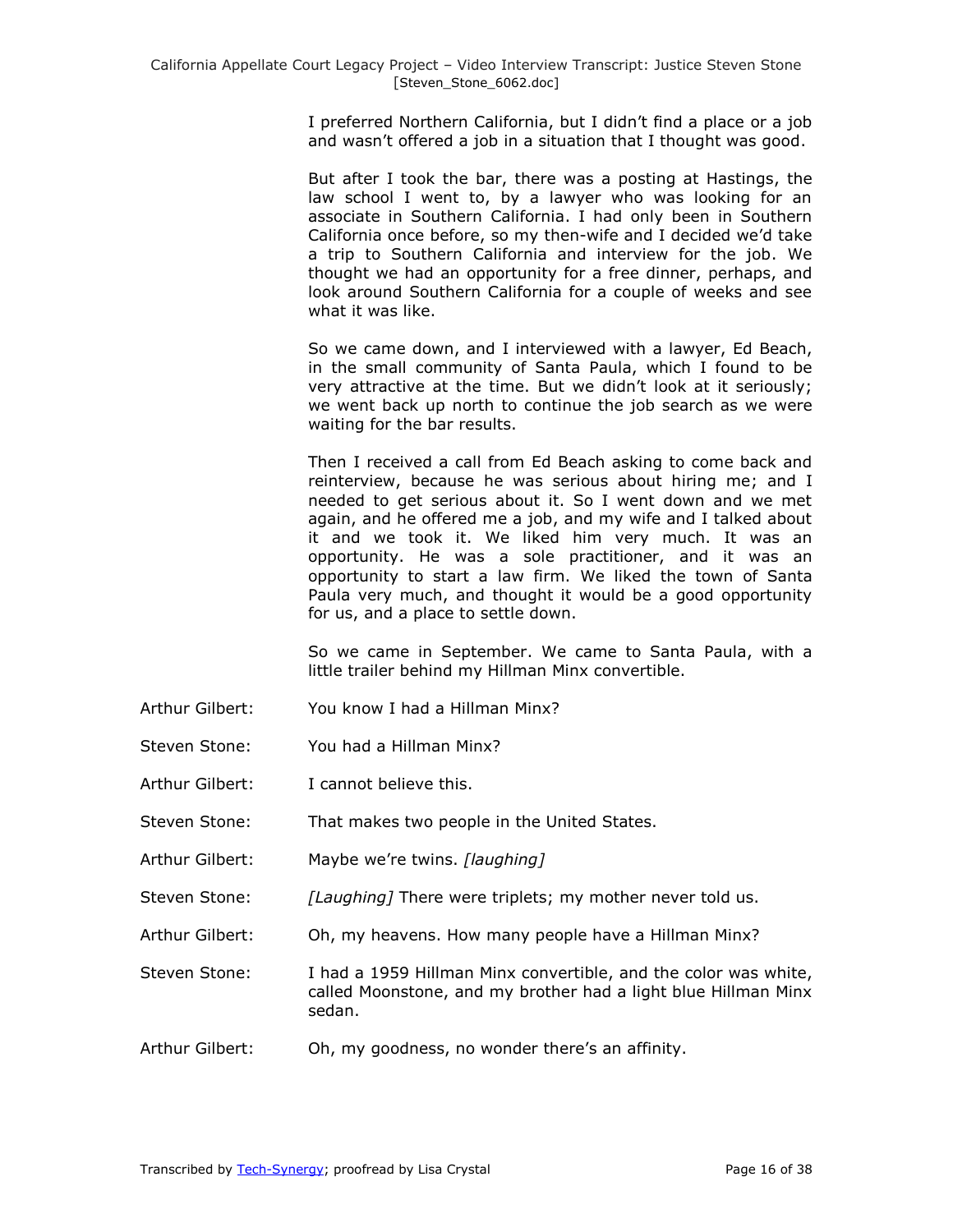I preferred Northern California, but I didn't find a place or a job and wasn't offered a job in a situation that I thought was good.

But after I took the bar, there was a posting at Hastings, the law school I went to, by a lawyer who was looking for an associate in Southern California. I had only been in Southern California once before, so my then-wife and I decided we'd take a trip to Southern California and interview for the job. We thought we had an opportunity for a free dinner, perhaps, and look around Southern California for a couple of weeks and see what it was like.

So we came down, and I interviewed with a lawyer, Ed Beach, in the small community of Santa Paula, which I found to be very attractive at the time. But we didn't look at it seriously; we went back up north to continue the job search as we were waiting for the bar results.

Then I received a call from Ed Beach asking to come back and reinterview, because he was serious about hiring me; and I needed to get serious about it. So I went down and we met again, and he offered me a job, and my wife and I talked about it and we took it. We liked him very much. It was an opportunity. He was a sole practitioner, and it was an opportunity to start a law firm. We liked the town of Santa Paula very much, and thought it would be a good opportunity for us, and a place to settle down.

So we came in September. We came to Santa Paula, with a little trailer behind my Hillman Minx convertible.

Arthur Gilbert: You know I had a Hillman Minx?

Steven Stone: You had a Hillman Minx?

Arthur Gilbert: I cannot believe this.

Steven Stone: That makes two people in the United States.

Arthur Gilbert: Maybe we're twins. *[laughing]*

Steven Stone: *[Laughing]* There were triplets; my mother never told us.

Arthur Gilbert: Oh, my heavens. How many people have a Hillman Minx?

Steven Stone: I had a 1959 Hillman Minx convertible, and the color was white, called Moonstone, and my brother had a light blue Hillman Minx sedan.

Arthur Gilbert: Oh, my goodness, no wonder there's an affinity.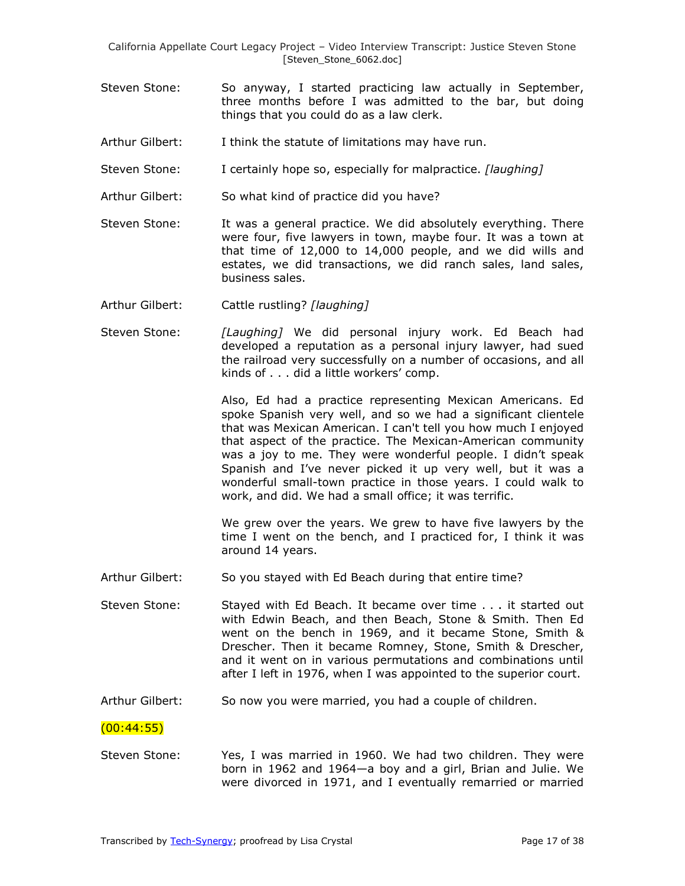Steven Stone: So anyway, I started practicing law actually in September, three months before I was admitted to the bar, but doing things that you could do as a law clerk.

Arthur Gilbert: I think the statute of limitations may have run.

Steven Stone: I certainly hope so, especially for malpractice. *[laughing]*

Arthur Gilbert: So what kind of practice did you have?

Steven Stone: It was a general practice. We did absolutely everything. There were four, five lawyers in town, maybe four. It was a town at that time of 12,000 to 14,000 people, and we did wills and estates, we did transactions, we did ranch sales, land sales, business sales.

Arthur Gilbert: Cattle rustling? *[laughing]*

Steven Stone: *[Laughing]* We did personal injury work. Ed Beach had developed a reputation as a personal injury lawyer, had sued the railroad very successfully on a number of occasions, and all kinds of . . . did a little workers' comp.

Also, Ed had a practice representing Mexican Americans. Ed spoke Spanish very well, and so we had a significant clientele that was Mexican American. I can't tell you how much I enjoyed that aspect of the practice. The Mexican-American community was a joy to me. They were wonderful people. I didn't speak Spanish and I've never picked it up very well, but it was a wonderful small-town practice in those years. I could walk to work, and did. We had a small office; it was terrific.

We grew over the years. We grew to have five lawyers by the time I went on the bench, and I practiced for, I think it was around 14 years.

Arthur Gilbert: So you stayed with Ed Beach during that entire time?

Steven Stone: Stayed with Ed Beach. It became over time . . . it started out with Edwin Beach, and then Beach, Stone & Smith. Then Ed went on the bench in 1969, and it became Stone, Smith & Drescher. Then it became Romney, Stone, Smith & Drescher, and it went on in various permutations and combinations until after I left in 1976, when I was appointed to the superior court.

Arthur Gilbert: So now you were married, you had a couple of children.

(00:44:55)

Steven Stone: Yes, I was married in 1960. We had two children. They were born in 1962 and 1964—a boy and a girl, Brian and Julie. We were divorced in 1971, and I eventually remarried or married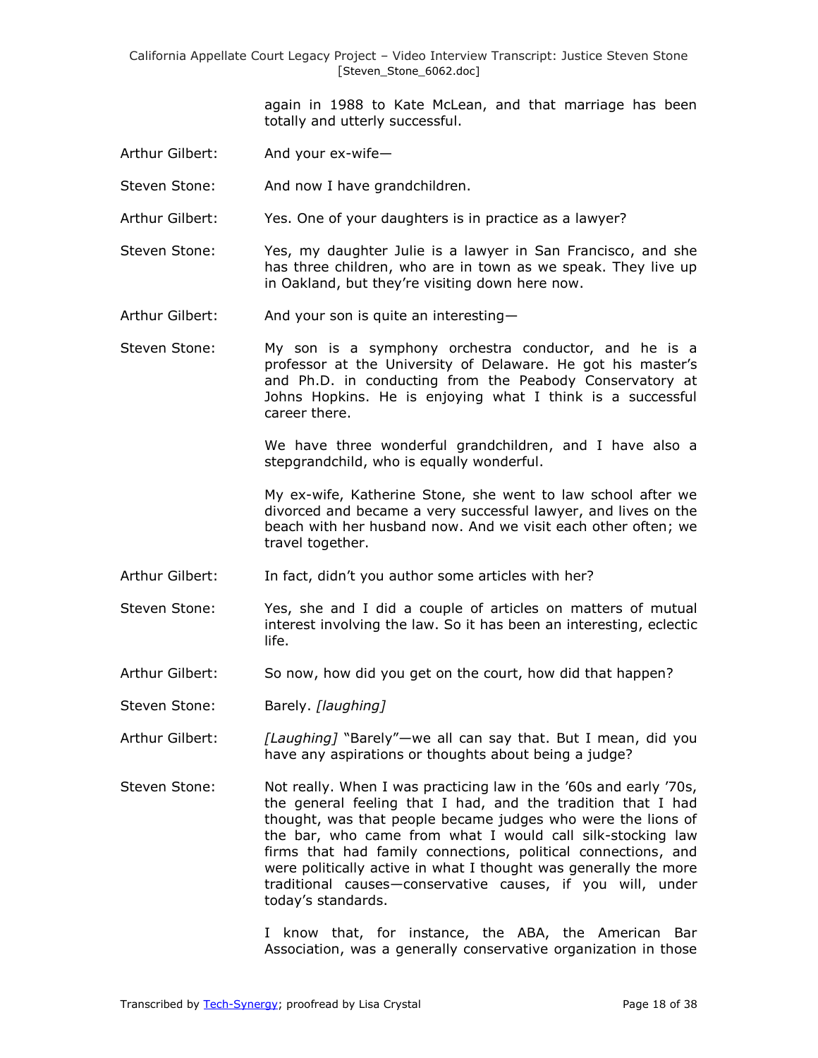again in 1988 to Kate McLean, and that marriage has been totally and utterly successful.

Arthur Gilbert: And your ex-wife—

Steven Stone: And now I have grandchildren.

Arthur Gilbert: Yes. One of your daughters is in practice as a lawyer?

Steven Stone: Yes, my daughter Julie is a lawyer in San Francisco, and she has three children, who are in town as we speak. They live up in Oakland, but they're visiting down here now.

Arthur Gilbert: And your son is quite an interesting—

Steven Stone: My son is a symphony orchestra conductor, and he is a professor at the University of Delaware. He got his master's and Ph.D. in conducting from the Peabody Conservatory at Johns Hopkins. He is enjoying what I think is a successful career there.

We have three wonderful grandchildren, and I have also a stepgrandchild, who is equally wonderful.

My ex-wife, Katherine Stone, she went to law school after we divorced and became a very successful lawyer, and lives on the beach with her husband now. And we visit each other often; we travel together.

Arthur Gilbert: In fact, didn't you author some articles with her?

Steven Stone: Yes, she and I did a couple of articles on matters of mutual interest involving the law. So it has been an interesting, eclectic life.

Arthur Gilbert: So now, how did you get on the court, how did that happen?

Steven Stone: Barely. *[laughing]*

Arthur Gilbert: *[Laughing]* "Barely"—we all can say that. But I mean, did you have any aspirations or thoughts about being a judge?

Steven Stone: Not really. When I was practicing law in the '60s and early '70s, the general feeling that I had, and the tradition that I had thought, was that people became judges who were the lions of the bar, who came from what I would call silk-stocking law firms that had family connections, political connections, and were politically active in what I thought was generally the more traditional causes—conservative causes, if you will, under today's standards.

I know that, for instance, the ABA, the American Bar Association, was a generally conservative organization in those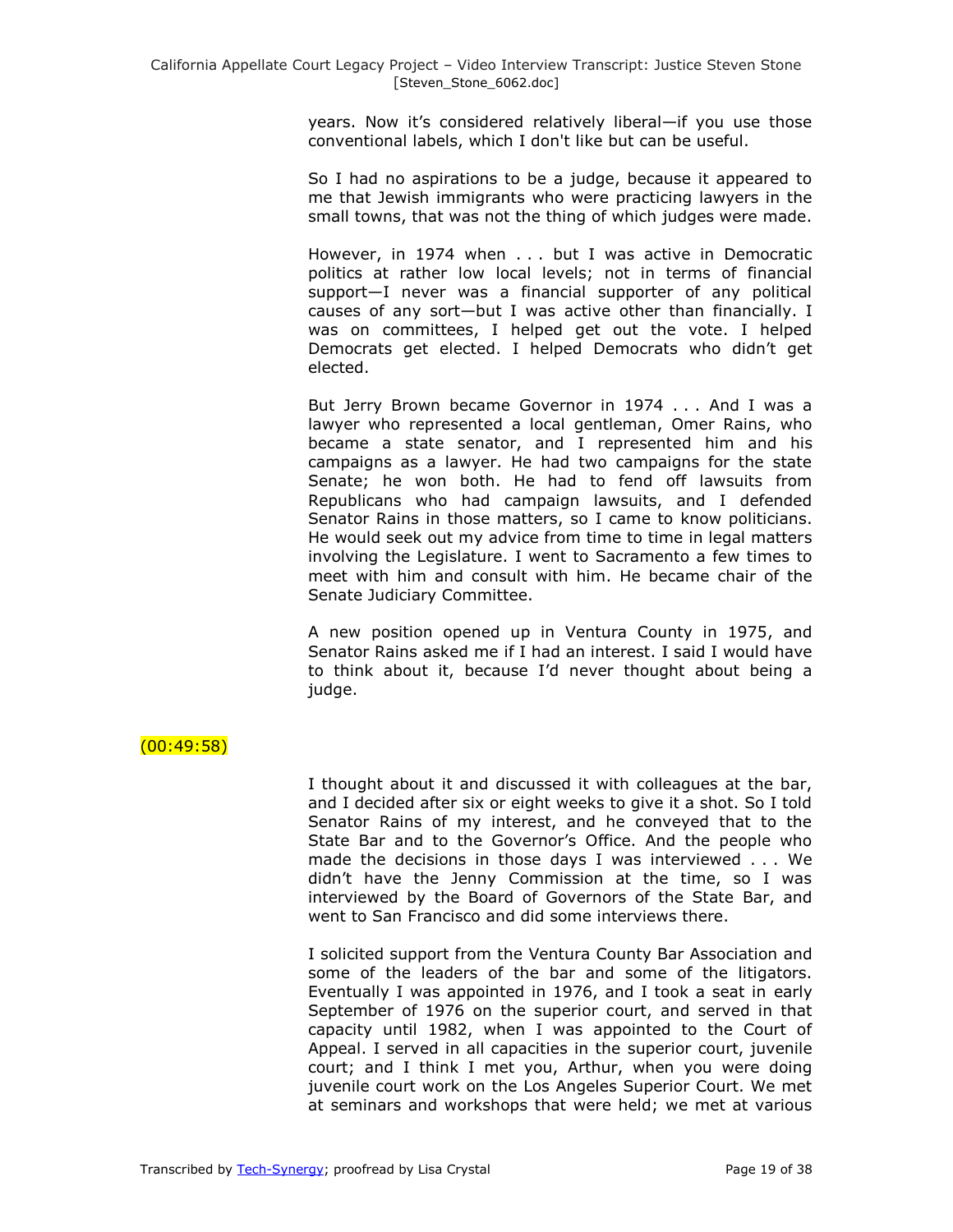years. Now it's considered relatively liberal—if you use those conventional labels, which I don't like but can be useful.

So I had no aspirations to be a judge, because it appeared to me that Jewish immigrants who were practicing lawyers in the small towns, that was not the thing of which judges were made.

However, in 1974 when . . . but I was active in Democratic politics at rather low local levels; not in terms of financial support—I never was a financial supporter of any political causes of any sort—but I was active other than financially. I was on committees, I helped get out the vote. I helped Democrats get elected. I helped Democrats who didn't get elected.

But Jerry Brown became Governor in 1974 . . . And I was a lawyer who represented a local gentleman, Omer Rains, who became a state senator, and I represented him and his campaigns as a lawyer. He had two campaigns for the state Senate; he won both. He had to fend off lawsuits from Republicans who had campaign lawsuits, and I defended Senator Rains in those matters, so I came to know politicians. He would seek out my advice from time to time in legal matters involving the Legislature. I went to Sacramento a few times to meet with him and consult with him. He became chair of the Senate Judiciary Committee.

A new position opened up in Ventura County in 1975, and Senator Rains asked me if I had an interest. I said I would have to think about it, because I'd never thought about being a judge.

(00:49:58)

I thought about it and discussed it with colleagues at the bar, and I decided after six or eight weeks to give it a shot. So I told Senator Rains of my interest, and he conveyed that to the State Bar and to the Governor's Office. And the people who made the decisions in those days I was interviewed . . . We didn't have the Jenny Commission at the time, so I was interviewed by the Board of Governors of the State Bar, and went to San Francisco and did some interviews there.

I solicited support from the Ventura County Bar Association and some of the leaders of the bar and some of the litigators. Eventually I was appointed in 1976, and I took a seat in early September of 1976 on the superior court, and served in that capacity until 1982, when I was appointed to the Court of Appeal. I served in all capacities in the superior court, juvenile court; and I think I met you, Arthur, when you were doing juvenile court work on the Los Angeles Superior Court. We met at seminars and workshops that were held; we met at various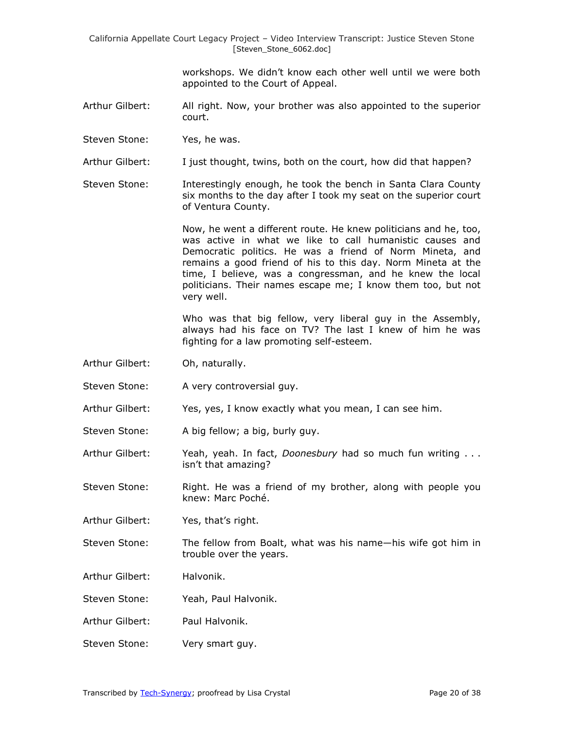workshops. We didn't know each other well until we were both appointed to the Court of Appeal.

Arthur Gilbert: All right. Now, your brother was also appointed to the superior court.

Steven Stone: Yes, he was.

Arthur Gilbert: I just thought, twins, both on the court, how did that happen?

Steven Stone: Interestingly enough, he took the bench in Santa Clara County six months to the day after I took my seat on the superior court of Ventura County.

Now, he went a different route. He knew politicians and he, too, was active in what we like to call humanistic causes and Democratic politics. He was a friend of Norm Mineta, and remains a good friend of his to this day. Norm Mineta at the time, I believe, was a congressman, and he knew the local politicians. Their names escape me; I know them too, but not very well.

Who was that big fellow, very liberal guy in the Assembly, always had his face on TV? The last I knew of him he was fighting for a law promoting self-esteem.

Arthur Gilbert: Oh, naturally.

Steven Stone: A very controversial guy.

Arthur Gilbert: Yes, yes, I know exactly what you mean, I can see him.

Steven Stone: A big fellow; a big, burly guy.

Arthur Gilbert: Yeah, yeah. In fact, *Doonesbury* had so much fun writing . . . isn't that amazing?

Steven Stone: Right. He was a friend of my brother, along with people you knew: Marc Poché.

Arthur Gilbert: Yes, that's right.

Steven Stone: The fellow from Boalt, what was his name—his wife got him in trouble over the years.

Arthur Gilbert: Halvonik.

Steven Stone: Yeah, Paul Halvonik.

Arthur Gilbert: Paul Halvonik.

Steven Stone: Very smart guy.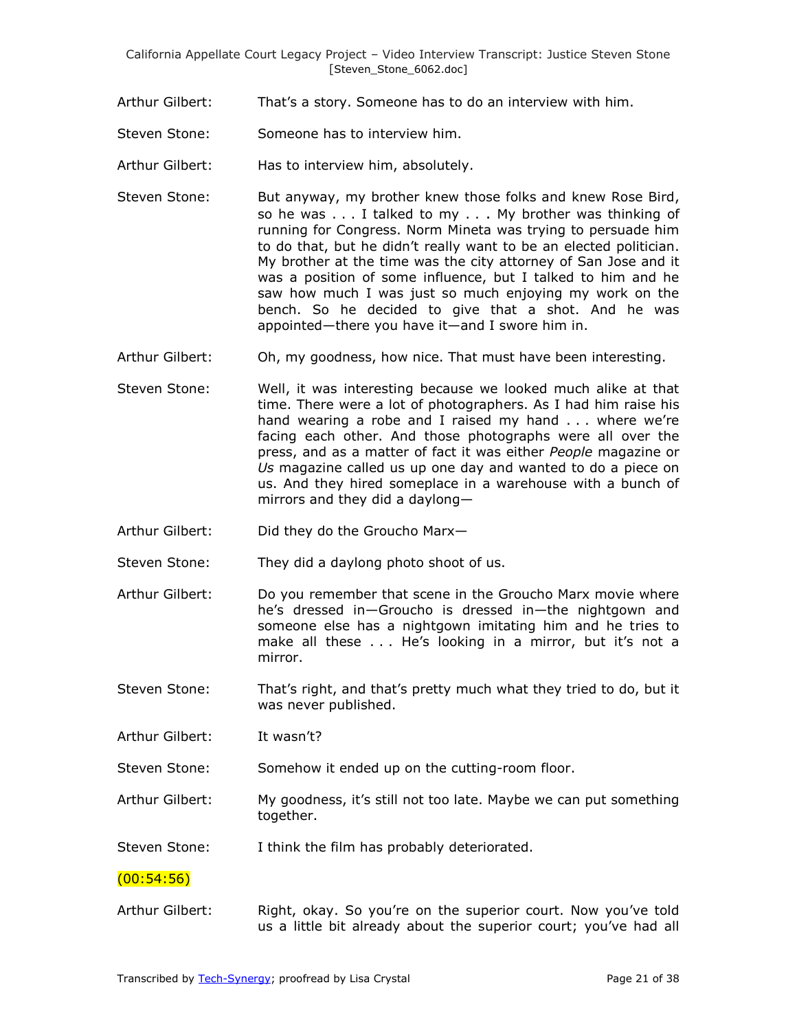Arthur Gilbert: That's a story. Someone has to do an interview with him.

Steven Stone: Someone has to interview him.

Arthur Gilbert: Has to interview him, absolutely.

Steven Stone: But anyway, my brother knew those folks and knew Rose Bird, so he was . . . I talked to my . . . My brother was thinking of running for Congress. Norm Mineta was trying to persuade him to do that, but he didn't really want to be an elected politician. My brother at the time was the city attorney of San Jose and it was a position of some influence, but I talked to him and he saw how much I was just so much enjoying my work on the bench. So he decided to give that a shot. And he was appointed—there you have it—and I swore him in.

Arthur Gilbert: Oh, my goodness, how nice. That must have been interesting.

Steven Stone: Well, it was interesting because we looked much alike at that time. There were a lot of photographers. As I had him raise his hand wearing a robe and I raised my hand . . . where we're facing each other. And those photographs were all over the press, and as a matter of fact it was either *People* magazine or *Us* magazine called us up one day and wanted to do a piece on us. And they hired someplace in a warehouse with a bunch of mirrors and they did a daylong—

Arthur Gilbert: Did they do the Groucho Marx—

Steven Stone: They did a daylong photo shoot of us.

Arthur Gilbert: Do you remember that scene in the Groucho Marx movie where he's dressed in—Groucho is dressed in—the nightgown and someone else has a nightgown imitating him and he tries to make all these . . . He's looking in a mirror, but it's not a mirror.

Steven Stone: That's right, and that's pretty much what they tried to do, but it was never published.

Arthur Gilbert: It wasn't?

Steven Stone: Somehow it ended up on the cutting-room floor.

Arthur Gilbert: My goodness, it's still not too late. Maybe we can put something together.

Steven Stone: I think the film has probably deteriorated.

(00:54:56)

Arthur Gilbert: Right, okay. So you're on the superior court. Now you've told us a little bit already about the superior court; you've had all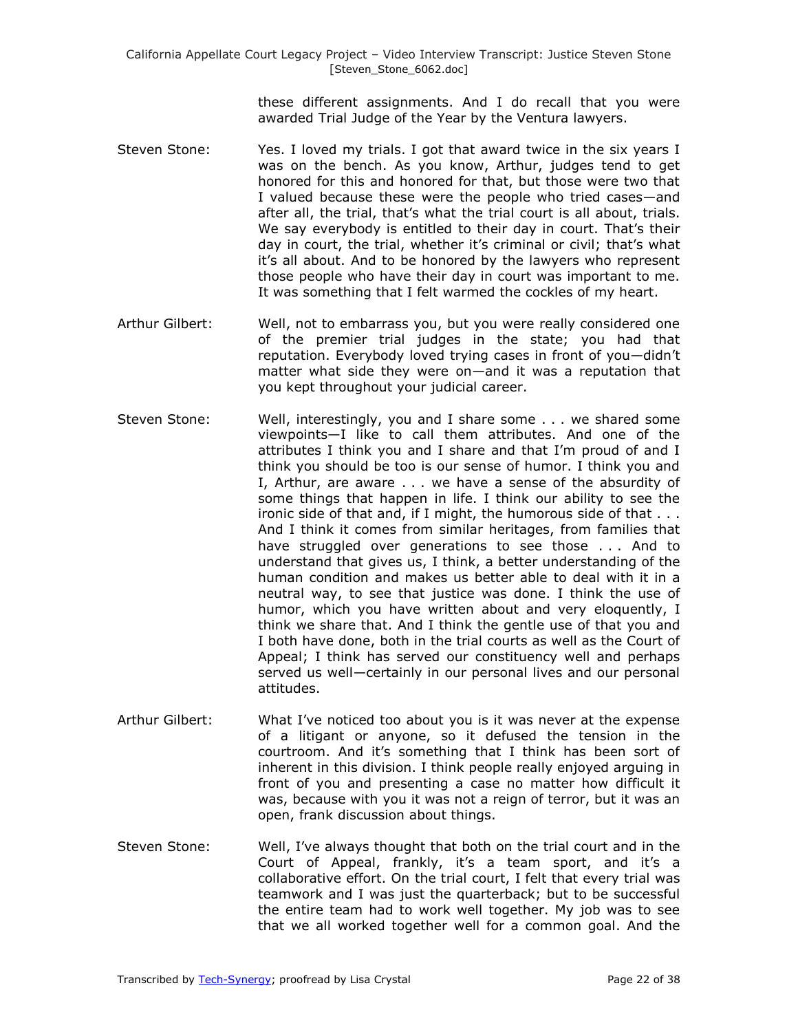these different assignments. And I do recall that you were awarded Trial Judge of the Year by the Ventura lawyers.

Steven Stone: Yes. I loved my trials. I got that award twice in the six years I was on the bench. As you know, Arthur, judges tend to get honored for this and honored for that, but those were two that I valued because these were the people who tried cases—and after all, the trial, that's what the trial court is all about, trials. We say everybody is entitled to their day in court. That's their day in court, the trial, whether it's criminal or civil; that's what it's all about. And to be honored by the lawyers who represent those people who have their day in court was important to me. It was something that I felt warmed the cockles of my heart.

Arthur Gilbert: Well, not to embarrass you, but you were really considered one of the premier trial judges in the state; you had that reputation. Everybody loved trying cases in front of you—didn't matter what side they were on—and it was a reputation that you kept throughout your judicial career.

Steven Stone: Well, interestingly, you and I share some . . . we shared some viewpoints—I like to call them attributes. And one of the attributes I think you and I share and that I'm proud of and I think you should be too is our sense of humor. I think you and I, Arthur, are aware . . . we have a sense of the absurdity of some things that happen in life. I think our ability to see the ironic side of that and, if I might, the humorous side of that . . . And I think it comes from similar heritages, from families that have struggled over generations to see those . . . And to understand that gives us, I think, a better understanding of the human condition and makes us better able to deal with it in a neutral way, to see that justice was done. I think the use of humor, which you have written about and very eloquently, I think we share that. And I think the gentle use of that you and I both have done, both in the trial courts as well as the Court of Appeal; I think has served our constituency well and perhaps served us well—certainly in our personal lives and our personal attitudes.

Arthur Gilbert: What I've noticed too about you is it was never at the expense of a litigant or anyone, so it defused the tension in the courtroom. And it's something that I think has been sort of inherent in this division. I think people really enjoyed arguing in front of you and presenting a case no matter how difficult it was, because with you it was not a reign of terror, but it was an open, frank discussion about things.

Steven Stone: Well, I've always thought that both on the trial court and in the Court of Appeal, frankly, it's a team sport, and it's a collaborative effort. On the trial court, I felt that every trial was teamwork and I was just the quarterback; but to be successful the entire team had to work well together. My job was to see that we all worked together well for a common goal. And the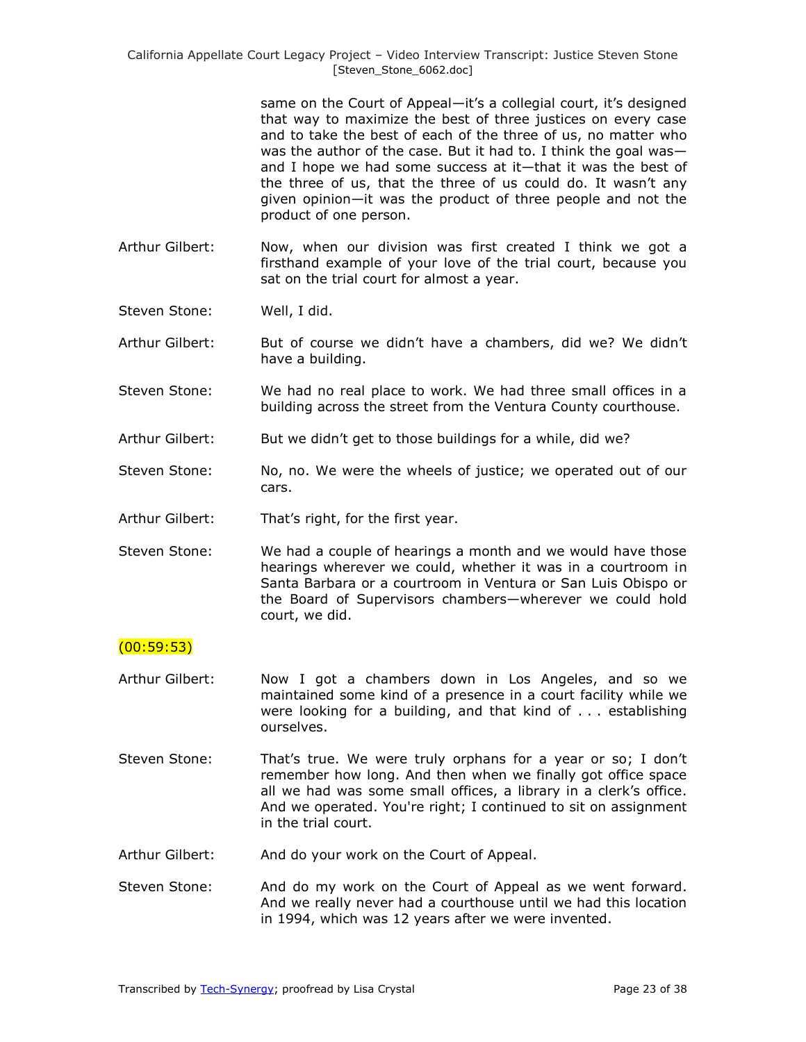same on the Court of Appeal—it's a collegial court, it's designed that way to maximize the best of three justices on every case and to take the best of each of the three of us, no matter who was the author of the case. But it had to. I think the goal was—and I hope we had some success at it—that it was the best of the three of us, that the three of us could do. It wasn't any given opinion—it was the product of three people and not the product of one person.

Arthur Gilbert: Now, when our division was first created I think we got a firsthand example of your love of the trial court, because you sat on the trial court for almost a year.

Steven Stone: Well, I did.

Arthur Gilbert: But of course we didn't have a chambers, did we? We didn't have a building.

Steven Stone: We had no real place to work. We had three small offices in a building across the street from the Ventura County courthouse.

Arthur Gilbert: But we didn't get to those buildings for a while, did we?

Steven Stone: No, no. We were the wheels of justice; we operated out of our cars.

Arthur Gilbert: That's right, for the first year.

Steven Stone: We had a couple of hearings a month and we would have those hearings wherever we could, whether it was in a courtroom in Santa Barbara or a courtroom in Ventura or San Luis Obispo or the Board of Supervisors chambers—wherever we could hold court, we did.

(00:59:53)

Arthur Gilbert: Now I got a chambers down in Los Angeles, and so we maintained some kind of a presence in a court facility while we were looking for a building, and that kind of . . . establishing ourselves.

Steven Stone: That's true. We were truly orphans for a year or so; I don't remember how long. And then when we finally got office space all we had was some small offices, a library in a clerk's office. And we operated. You're right; I continued to sit on assignment in the trial court.

Arthur Gilbert: And do your work on the Court of Appeal.

Steven Stone: And do my work on the Court of Appeal as we went forward. And we really never had a courthouse until we had this location in 1994, which was 12 years after we were invented.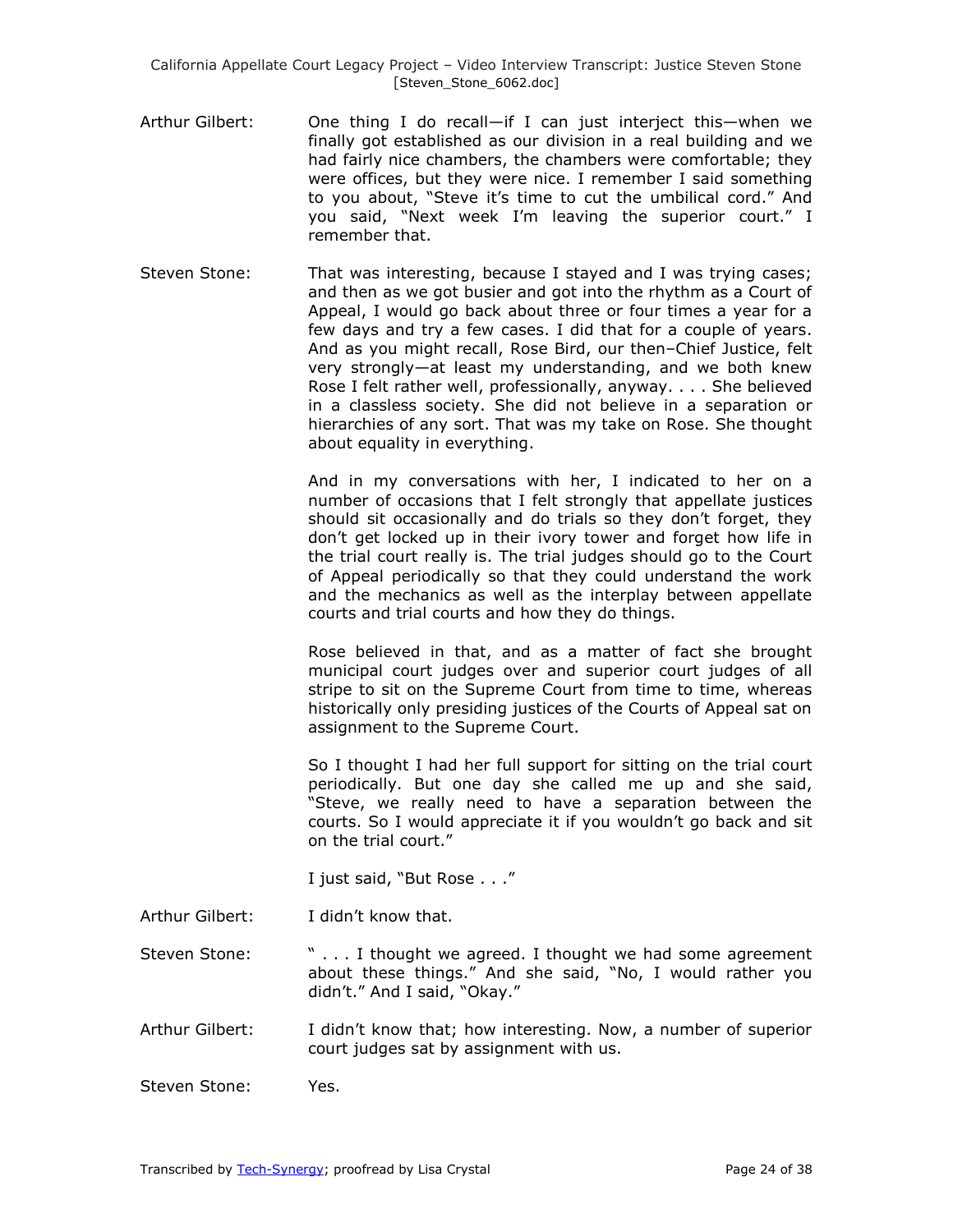Arthur Gilbert: One thing I do recall—if I can just interject this—when we finally got established as our division in a real building and we had fairly nice chambers, the chambers were comfortable; they were offices, but they were nice. I remember I said something to you about, "Steve it's time to cut the umbilical cord." And you said, "Next week I'm leaving the superior court." I remember that.

Steven Stone: That was interesting, because I stayed and I was trying cases; and then as we got busier and got into the rhythm as a Court of Appeal, I would go back about three or four times a year for a few days and try a few cases. I did that for a couple of years. And as you might recall, Rose Bird, our then–Chief Justice, felt very strongly—at least my understanding, and we both knew Rose I felt rather well, professionally, anyway. . . . She believed in a classless society. She did not believe in a separation or hierarchies of any sort. That was my take on Rose. She thought about equality in everything.

And in my conversations with her, I indicated to her on a number of occasions that I felt strongly that appellate justices should sit occasionally and do trials so they don't forget, they don't get locked up in their ivory tower and forget how life in the trial court really is. The trial judges should go to the Court of Appeal periodically so that they could understand the work and the mechanics as well as the interplay between appellate courts and trial courts and how they do things.

Rose believed in that, and as a matter of fact she brought municipal court judges over and superior court judges of all stripe to sit on the Supreme Court from time to time, whereas historically only presiding justices of the Courts of Appeal sat on assignment to the Supreme Court.

So I thought I had her full support for sitting on the trial court periodically. But one day she called me up and she said, "Steve, we really need to have a separation between the courts. So I would appreciate it if you wouldn't go back and sit on the trial court."

I just said, "But Rose . . ."

Arthur Gilbert: I didn't know that.

Steven Stone: " . . . I thought we agreed. I thought we had some agreement about these things." And she said, "No, I would rather you didn't." And I said, "Okay."

Arthur Gilbert: I didn't know that; how interesting. Now, a number of superior court judges sat by assignment with us.

Steven Stone: Yes.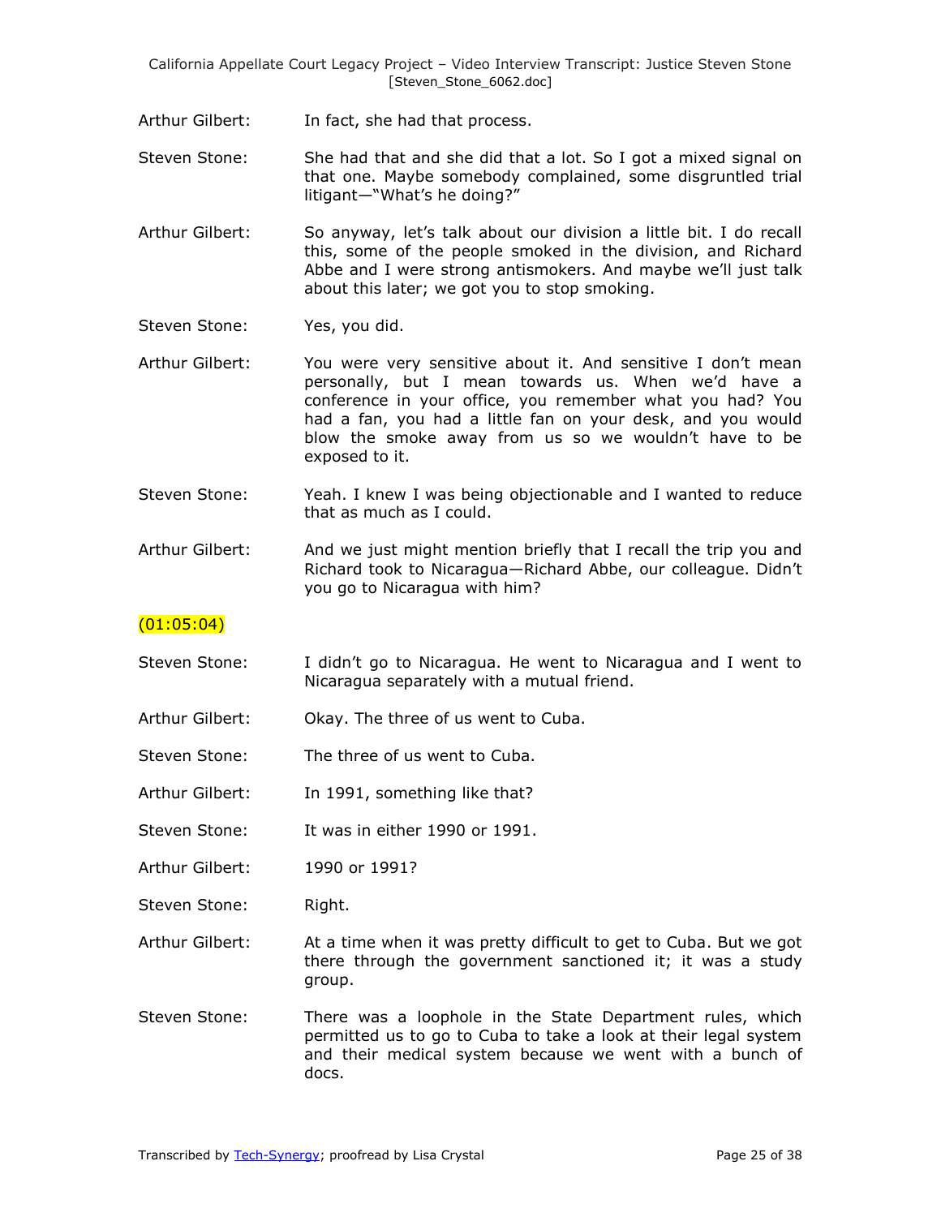Arthur Gilbert: In fact, she had that process.

Steven Stone: She had that and she did that a lot. So I got a mixed signal on that one. Maybe somebody complained, some disgruntled trial litigant—"What's he doing?"

Arthur Gilbert: So anyway, let's talk about our division a little bit. I do recall this, some of the people smoked in the division, and Richard Abbe and I were strong antismokers. And maybe we'll just talk about this later; we got you to stop smoking.

Steven Stone: Yes, you did.

Arthur Gilbert: You were very sensitive about it. And sensitive I don't mean personally, but I mean towards us. When we'd have a conference in your office, you remember what you had? You had a fan, you had a little fan on your desk, and you would blow the smoke away from us so we wouldn't have to be exposed to it.

Steven Stone: Yeah. I knew I was being objectionable and I wanted to reduce that as much as I could.

Arthur Gilbert: And we just might mention briefly that I recall the trip you and Richard took to Nicaragua—Richard Abbe, our colleague. Didn't you go to Nicaragua with him?

(01:05:04)

Steven Stone: I didn't go to Nicaragua. He went to Nicaragua and I went to Nicaragua separately with a mutual friend.

Arthur Gilbert: Okay. The three of us went to Cuba.

Steven Stone: The three of us went to Cuba.

Arthur Gilbert: In 1991, something like that?

Steven Stone: It was in either 1990 or 1991.

Arthur Gilbert: 1990 or 1991?

Steven Stone: Right.

Arthur Gilbert: At a time when it was pretty difficult to get to Cuba. But we got there through the government sanctioned it; it was a study group.

Steven Stone: There was a loophole in the State Department rules, which permitted us to go to Cuba to take a look at their legal system and their medical system because we went with a bunch of docs.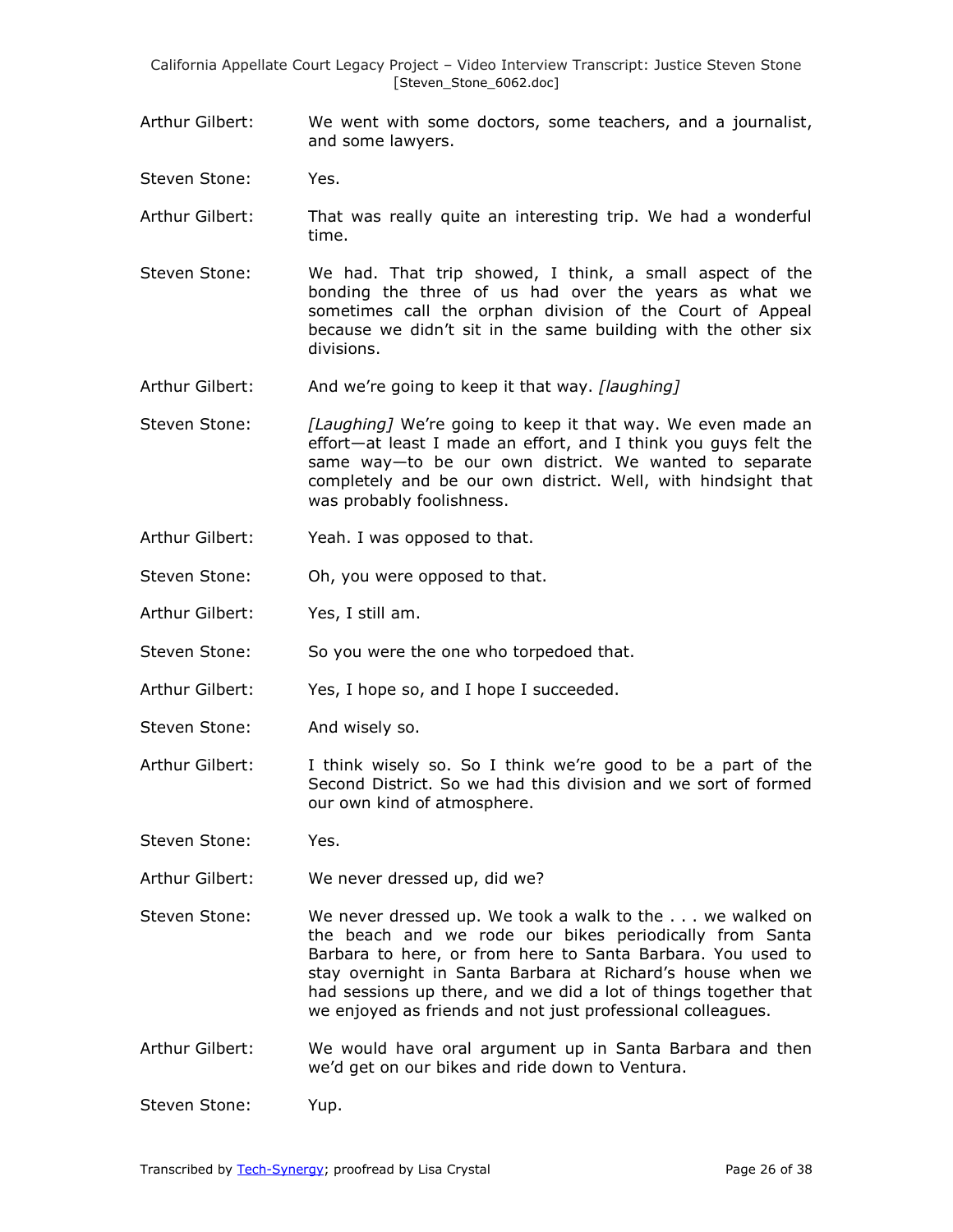Arthur Gilbert: We went with some doctors, some teachers, and a journalist, and some lawyers.

Steven Stone: Yes.

Arthur Gilbert: That was really quite an interesting trip. We had a wonderful time.

Steven Stone: We had. That trip showed, I think, a small aspect of the bonding the three of us had over the years as what we sometimes call the orphan division of the Court of Appeal because we didn't sit in the same building with the other six divisions.

Arthur Gilbert: And we're going to keep it that way. *[laughing]*

Steven Stone: *[Laughing]* We're going to keep it that way. We even made an effort—at least I made an effort, and I think you guys felt the same way—to be our own district. We wanted to separate completely and be our own district. Well, with hindsight that was probably foolishness.

Arthur Gilbert: Yeah. I was opposed to that.

Steven Stone: Oh, you were opposed to that.

Arthur Gilbert: Yes, I still am.

Steven Stone: So you were the one who torpedoed that.

Arthur Gilbert: Yes, I hope so, and I hope I succeeded.

Steven Stone: And wisely so.

Arthur Gilbert: I think wisely so. So I think we're good to be a part of the Second District. So we had this division and we sort of formed our own kind of atmosphere.

Steven Stone: Yes.

Arthur Gilbert: We never dressed up, did we?

Steven Stone: We never dressed up. We took a walk to the . . . we walked on the beach and we rode our bikes periodically from Santa Barbara to here, or from here to Santa Barbara. You used to stay overnight in Santa Barbara at Richard's house when we had sessions up there, and we did a lot of things together that we enjoyed as friends and not just professional colleagues.

Arthur Gilbert: We would have oral argument up in Santa Barbara and then we'd get on our bikes and ride down to Ventura.

Steven Stone: Yup.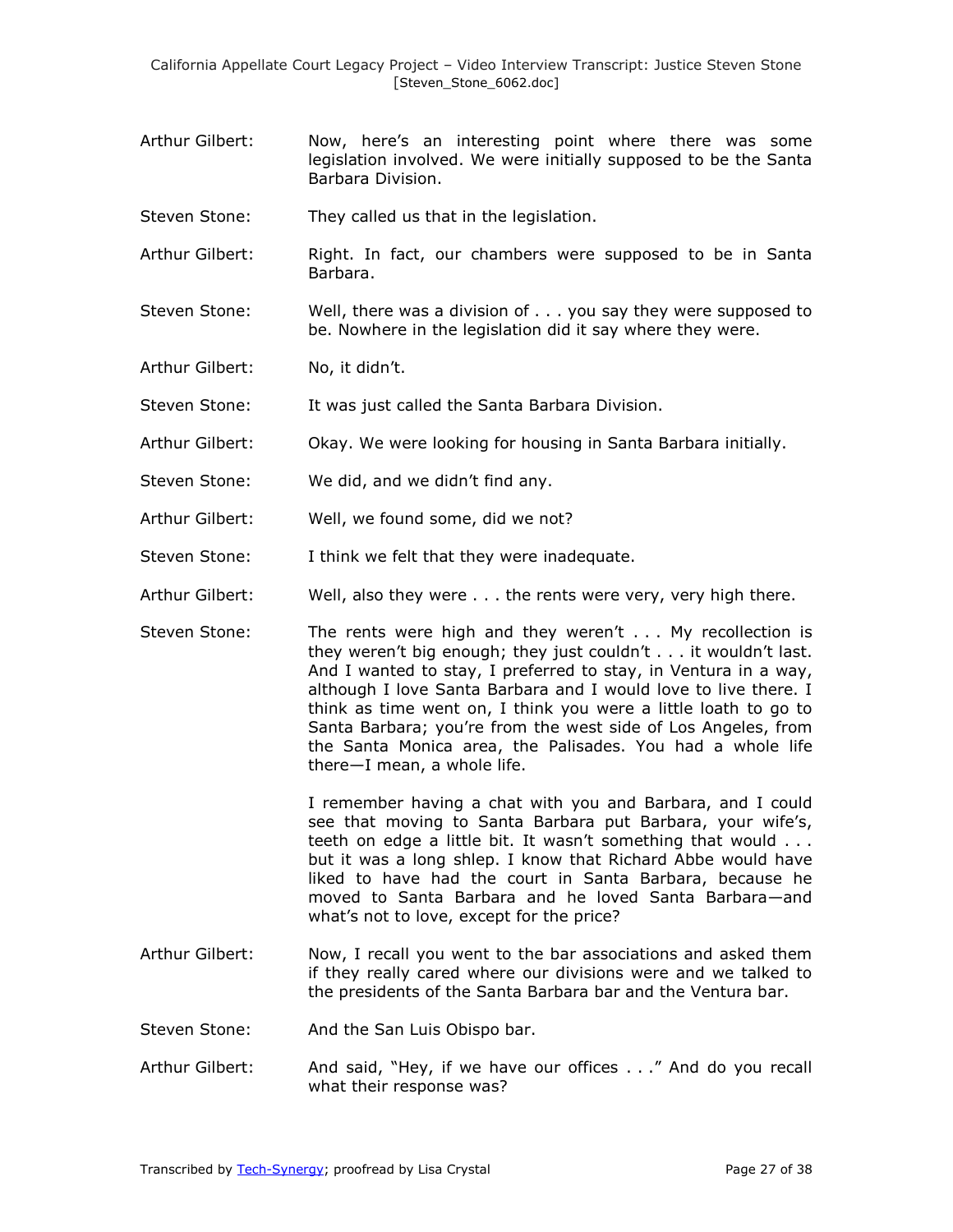Arthur Gilbert: Now, here's an interesting point where there was some legislation involved. We were initially supposed to be the Santa Barbara Division.

Steven Stone: They called us that in the legislation.

Arthur Gilbert: Right. In fact, our chambers were supposed to be in Santa Barbara.

Steven Stone: Well, there was a division of . . . you say they were supposed to be. Nowhere in the legislation did it say where they were.

Arthur Gilbert: No, it didn't.

Steven Stone: It was just called the Santa Barbara Division.

Arthur Gilbert: Okay. We were looking for housing in Santa Barbara initially.

Steven Stone: We did, and we didn't find any.

Arthur Gilbert: Well, we found some, did we not?

Steven Stone: I think we felt that they were inadequate.

Arthur Gilbert: Well, also they were . . . the rents were very, very high there.

Steven Stone: The rents were high and they weren't . . . My recollection is they weren't big enough; they just couldn't . . . it wouldn't last. And I wanted to stay, I preferred to stay, in Ventura in a way, although I love Santa Barbara and I would love to live there. I think as time went on, I think you were a little loath to go to Santa Barbara; you're from the west side of Los Angeles, from the Santa Monica area, the Palisades. You had a whole life there—I mean, a whole life.

I remember having a chat with you and Barbara, and I could see that moving to Santa Barbara put Barbara, your wife's, teeth on edge a little bit. It wasn't something that would . . . but it was a long shlep. I know that Richard Abbe would have liked to have had the court in Santa Barbara, because he moved to Santa Barbara and he loved Santa Barbara—and what's not to love, except for the price?

Arthur Gilbert: Now, I recall you went to the bar associations and asked them if they really cared where our divisions were and we talked to the presidents of the Santa Barbara bar and the Ventura bar.

Steven Stone: And the San Luis Obispo bar.

Arthur Gilbert: And said, "Hey, if we have our offices . . ." And do you recall what their response was?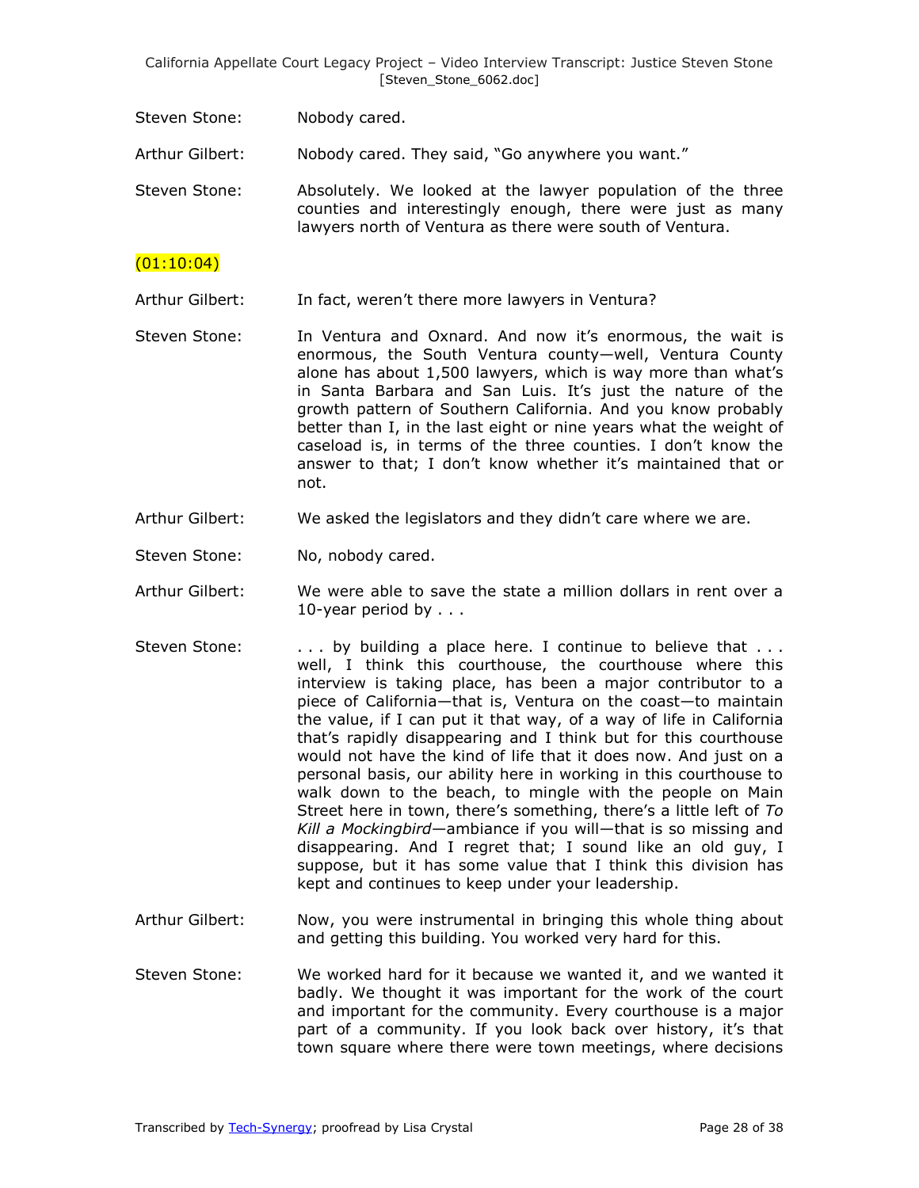Steven Stone: Nobody cared.

Arthur Gilbert: Nobody cared. They said, "Go anywhere you want."

Steven Stone: Absolutely. We looked at the lawyer population of the three counties and interestingly enough, there were just as many lawyers north of Ventura as there were south of Ventura.

(01:10:04)

Arthur Gilbert: In fact, weren't there more lawyers in Ventura?

Steven Stone: In Ventura and Oxnard. And now it's enormous, the wait is enormous, the South Ventura county—well, Ventura County alone has about 1,500 lawyers, which is way more than what's in Santa Barbara and San Luis. It's just the nature of the growth pattern of Southern California. And you know probably better than I, in the last eight or nine years what the weight of caseload is, in terms of the three counties. I don't know the answer to that; I don't know whether it's maintained that or not.

Arthur Gilbert: We asked the legislators and they didn't care where we are.

Steven Stone: No, nobody cared.

Arthur Gilbert: We were able to save the state a million dollars in rent over a 10-year period by . . .

Steven Stone: . . . by building a place here. I continue to believe that . . . well, I think this courthouse, the courthouse where this interview is taking place, has been a major contributor to a piece of California—that is, Ventura on the coast—to maintain the value, if I can put it that way, of a way of life in California that's rapidly disappearing and I think but for this courthouse would not have the kind of life that it does now. And just on a personal basis, our ability here in working in this courthouse to walk down to the beach, to mingle with the people on Main Street here in town, there's something, there's a little left of *To Kill a Mockingbird*—ambiance if you will—that is so missing and disappearing. And I regret that; I sound like an old guy, I suppose, but it has some value that I think this division has kept and continues to keep under your leadership.

Arthur Gilbert: Now, you were instrumental in bringing this whole thing about and getting this building. You worked very hard for this.

Steven Stone: We worked hard for it because we wanted it, and we wanted it badly. We thought it was important for the work of the court and important for the community. Every courthouse is a major part of a community. If you look back over history, it's that town square where there were town meetings, where decisions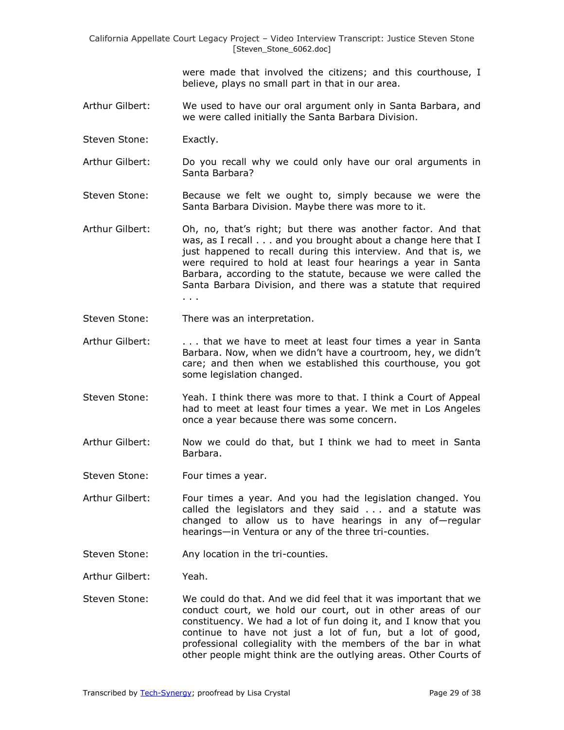were made that involved the citizens; and this courthouse, I believe, plays no small part in that in our area.

Arthur Gilbert: We used to have our oral argument only in Santa Barbara, and we were called initially the Santa Barbara Division.

Steven Stone: Exactly.

Arthur Gilbert: Do you recall why we could only have our oral arguments in Santa Barbara?

Steven Stone: Because we felt we ought to, simply because we were the Santa Barbara Division. Maybe there was more to it.

Arthur Gilbert: Oh, no, that's right; but there was another factor. And that was, as I recall . . . and you brought about a change here that I just happened to recall during this interview. And that is, we were required to hold at least four hearings a year in Santa Barbara, according to the statute, because we were called the Santa Barbara Division, and there was a statute that required . . .

Steven Stone: There was an interpretation.

Arthur Gilbert: . . . that we have to meet at least four times a year in Santa Barbara. Now, when we didn't have a courtroom, hey, we didn't care; and then when we established this courthouse, you got some legislation changed.

Steven Stone: Yeah. I think there was more to that. I think a Court of Appeal had to meet at least four times a year. We met in Los Angeles once a year because there was some concern.

Arthur Gilbert: Now we could do that, but I think we had to meet in Santa Barbara.

Steven Stone: Four times a year.

Arthur Gilbert: Four times a year. And you had the legislation changed. You called the legislators and they said . . . and a statute was changed to allow us to have hearings in any of—regular hearings—in Ventura or any of the three tri-counties.

Steven Stone: Any location in the tri-counties.

Arthur Gilbert: Yeah.

Steven Stone: We could do that. And we did feel that it was important that we conduct court, we hold our court, out in other areas of our constituency. We had a lot of fun doing it, and I know that you continue to have not just a lot of fun, but a lot of good, professional collegiality with the members of the bar in what other people might think are the outlying areas. Other Courts of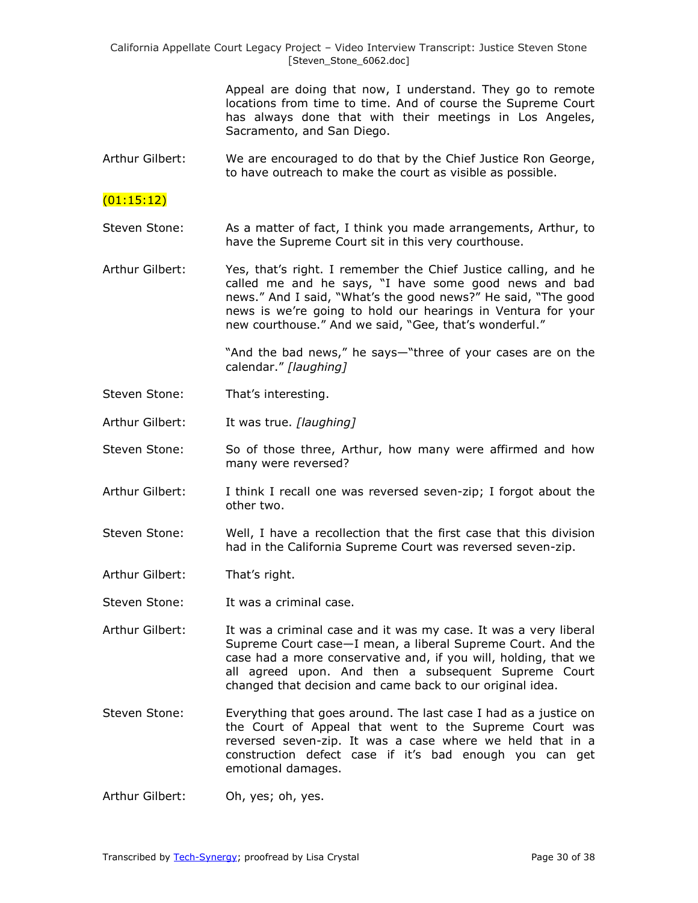Appeal are doing that now, I understand. They go to remote locations from time to time. And of course the Supreme Court has always done that with their meetings in Los Angeles, Sacramento, and San Diego.

Arthur Gilbert: We are encouraged to do that by the Chief Justice Ron George, to have outreach to make the court as visible as possible.

(01:15:12)

Steven Stone: As a matter of fact, I think you made arrangements, Arthur, to have the Supreme Court sit in this very courthouse.

Arthur Gilbert: Yes, that's right. I remember the Chief Justice calling, and he called me and he says, "I have some good news and bad news." And I said, "What's the good news?" He said, "The good news is we're going to hold our hearings in Ventura for your new courthouse." And we said, "Gee, that's wonderful."

"And the bad news," he says—"three of your cases are on the calendar." *[laughing]*

Steven Stone: That's interesting.

Arthur Gilbert: It was true. *[laughing]*

Steven Stone: So of those three, Arthur, how many were affirmed and how many were reversed?

Arthur Gilbert: I think I recall one was reversed seven-zip; I forgot about the other two.

Steven Stone: Well, I have a recollection that the first case that this division had in the California Supreme Court was reversed seven-zip.

Arthur Gilbert: That's right.

Steven Stone: It was a criminal case.

Arthur Gilbert: It was a criminal case and it was my case. It was a very liberal Supreme Court case—I mean, a liberal Supreme Court. And the case had a more conservative and, if you will, holding, that we all agreed upon. And then a subsequent Supreme Court changed that decision and came back to our original idea.

Steven Stone: Everything that goes around. The last case I had as a justice on the Court of Appeal that went to the Supreme Court was reversed seven-zip. It was a case where we held that in a construction defect case if it's bad enough you can get emotional damages.

Arthur Gilbert: Oh, yes; oh, yes.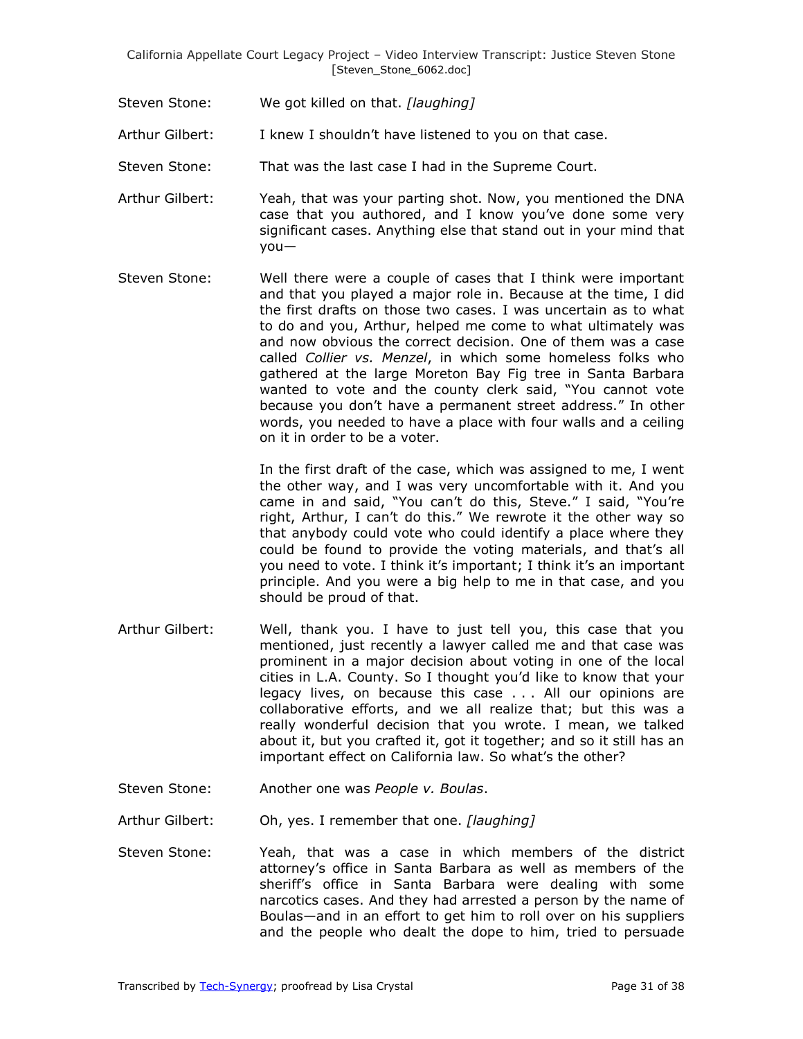Steven Stone: We got killed on that. *[laughing]*

Arthur Gilbert: I knew I shouldn't have listened to you on that case.

Steven Stone: That was the last case I had in the Supreme Court.

Arthur Gilbert: Yeah, that was your parting shot. Now, you mentioned the DNA case that you authored, and I know you've done some very significant cases. Anything else that stand out in your mind that you—

Steven Stone: Well there were a couple of cases that I think were important and that you played a major role in. Because at the time, I did the first drafts on those two cases. I was uncertain as to what to do and you, Arthur, helped me come to what ultimately was and now obvious the correct decision. One of them was a case called *Collier vs. Menzel*, in which some homeless folks who gathered at the large Moreton Bay Fig tree in Santa Barbara wanted to vote and the county clerk said, "You cannot vote because you don't have a permanent street address." In other words, you needed to have a place with four walls and a ceiling on it in order to be a voter.

In the first draft of the case, which was assigned to me, I went the other way, and I was very uncomfortable with it. And you came in and said, "You can't do this, Steve." I said, "You're right, Arthur, I can't do this." We rewrote it the other way so that anybody could vote who could identify a place where they could be found to provide the voting materials, and that's all you need to vote. I think it's important; I think it's an important principle. And you were a big help to me in that case, and you should be proud of that.

Arthur Gilbert: Well, thank you. I have to just tell you, this case that you mentioned, just recently a lawyer called me and that case was prominent in a major decision about voting in one of the local cities in L.A. County. So I thought you'd like to know that your legacy lives, on because this case . . . All our opinions are collaborative efforts, and we all realize that; but this was a really wonderful decision that you wrote. I mean, we talked about it, but you crafted it, got it together; and so it still has an important effect on California law. So what's the other?

Steven Stone: Another one was *People v. Boulas*.

Arthur Gilbert: Oh, yes. I remember that one. *[laughing]*

Steven Stone: Yeah, that was a case in which members of the district attorney's office in Santa Barbara as well as members of the sheriff's office in Santa Barbara were dealing with some narcotics cases. And they had arrested a person by the name of Boulas—and in an effort to get him to roll over on his suppliers and the people who dealt the dope to him, tried to persuade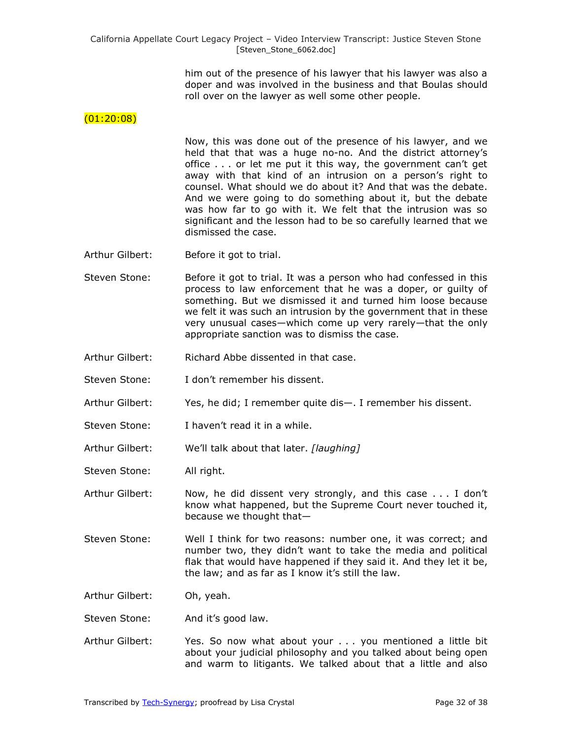him out of the presence of his lawyer that his lawyer was also a doper and was involved in the business and that Boulas should roll over on the lawyer as well some other people.

(01:20:08)

Now, this was done out of the presence of his lawyer, and we held that that was a huge no-no. And the district attorney's office . . . or let me put it this way, the government can't get away with that kind of an intrusion on a person's right to counsel. What should we do about it? And that was the debate. And we were going to do something about it, but the debate was how far to go with it. We felt that the intrusion was so significant and the lesson had to be so carefully learned that we dismissed the case.

Arthur Gilbert: Before it got to trial.

Steven Stone: Before it got to trial. It was a person who had confessed in this process to law enforcement that he was a doper, or guilty of something. But we dismissed it and turned him loose because we felt it was such an intrusion by the government that in these very unusual cases—which come up very rarely—that the only appropriate sanction was to dismiss the case.

Arthur Gilbert: Richard Abbe dissented in that case.

Steven Stone: I don't remember his dissent.

Arthur Gilbert: Yes, he did; I remember quite dis—. I remember his dissent.

Steven Stone: I haven't read it in a while.

Arthur Gilbert: We'll talk about that later. *[laughing]*

Steven Stone: All right.

Arthur Gilbert: Now, he did dissent very strongly, and this case . . . I don't know what happened, but the Supreme Court never touched it, because we thought that—

Steven Stone: Well I think for two reasons: number one, it was correct; and number two, they didn't want to take the media and political flak that would have happened if they said it. And they let it be, the law; and as far as I know it's still the law.

Arthur Gilbert: Oh, yeah.

Steven Stone: And it's good law.

Arthur Gilbert: Yes. So now what about your . . . you mentioned a little bit about your judicial philosophy and you talked about being open and warm to litigants. We talked about that a little and also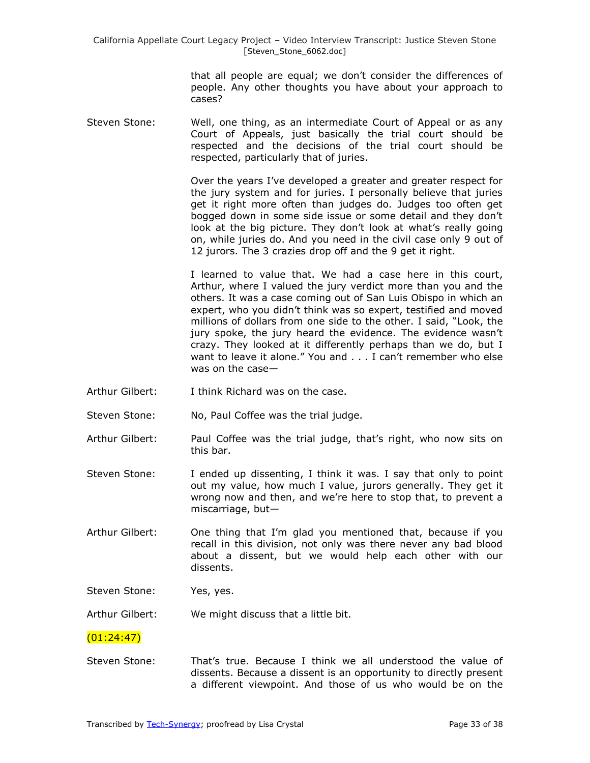that all people are equal; we don't consider the differences of people. Any other thoughts you have about your approach to cases?

Steven Stone: Well, one thing, as an intermediate Court of Appeal or as any Court of Appeals, just basically the trial court should be respected and the decisions of the trial court should be respected, particularly that of juries.

Over the years I've developed a greater and greater respect for the jury system and for juries. I personally believe that juries get it right more often than judges do. Judges too often get bogged down in some side issue or some detail and they don't look at the big picture. They don't look at what's really going on, while juries do. And you need in the civil case only 9 out of 12 jurors. The 3 crazies drop off and the 9 get it right.

I learned to value that. We had a case here in this court, Arthur, where I valued the jury verdict more than you and the others. It was a case coming out of San Luis Obispo in which an expert, who you didn't think was so expert, testified and moved millions of dollars from one side to the other. I said, "Look, the jury spoke, the jury heard the evidence. The evidence wasn't crazy. They looked at it differently perhaps than we do, but I want to leave it alone." You and . . . I can't remember who else was on the case—

Arthur Gilbert: I think Richard was on the case.

Steven Stone: No, Paul Coffee was the trial judge.

Arthur Gilbert: Paul Coffee was the trial judge, that's right, who now sits on this bar.

Steven Stone: I ended up dissenting, I think it was. I say that only to point out my value, how much I value, jurors generally. They get it wrong now and then, and we're here to stop that, to prevent a miscarriage, but—

Arthur Gilbert: One thing that I'm glad you mentioned that, because if you recall in this division, not only was there never any bad blood about a dissent, but we would help each other with our dissents.

Steven Stone: Yes, yes.

Arthur Gilbert: We might discuss that a little bit.

(01:24:47)

Steven Stone: That's true. Because I think we all understood the value of dissents. Because a dissent is an opportunity to directly present a different viewpoint. And those of us who would be on the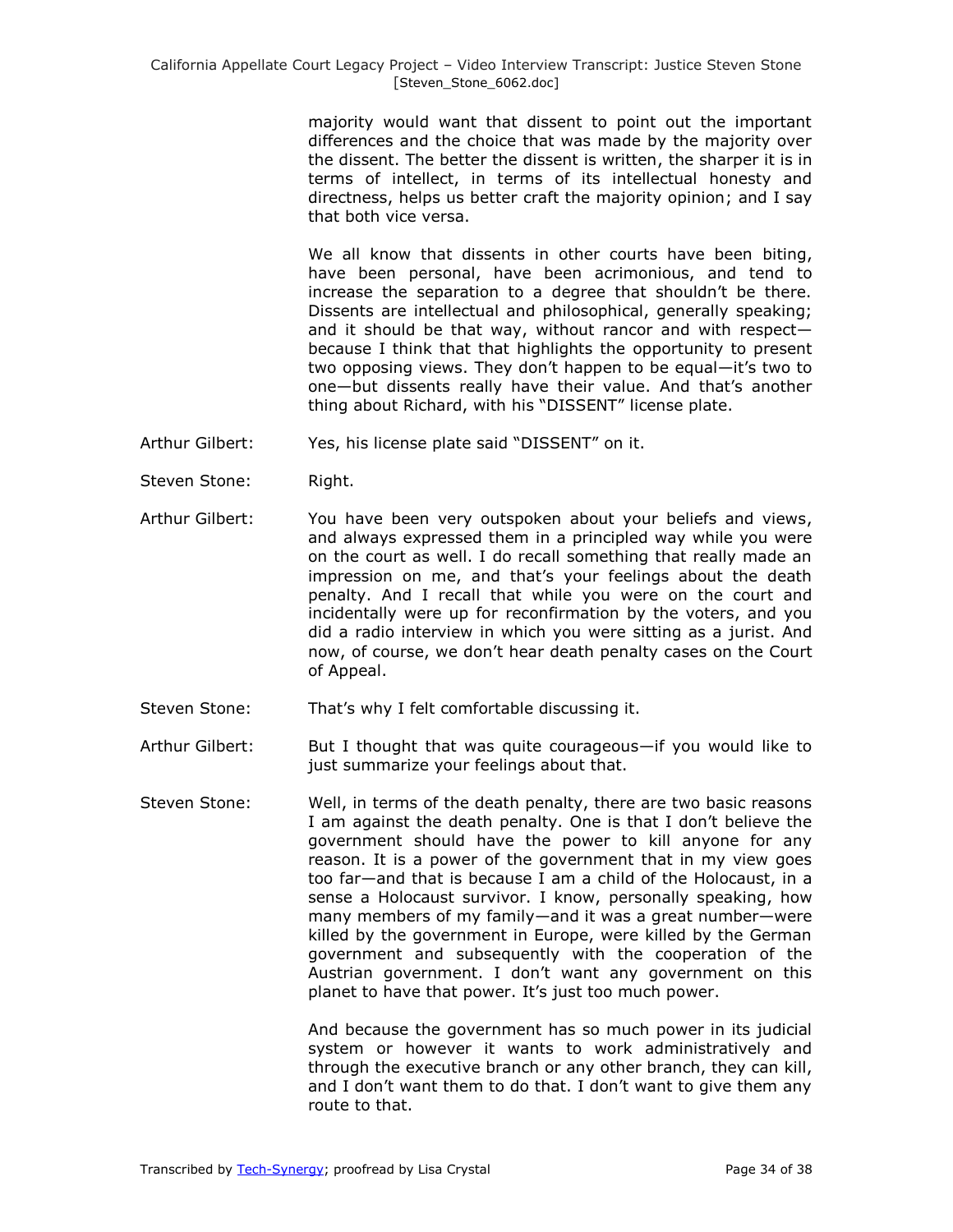majority would want that dissent to point out the important differences and the choice that was made by the majority over the dissent. The better the dissent is written, the sharper it is in terms of intellect, in terms of its intellectual honesty and directness, helps us better craft the majority opinion; and I say that both vice versa.

We all know that dissents in other courts have been biting, have been personal, have been acrimonious, and tend to increase the separation to a degree that shouldn't be there. Dissents are intellectual and philosophical, generally speaking; and it should be that way, without rancor and with respect—because I think that that highlights the opportunity to present two opposing views. They don't happen to be equal—it's two to one—but dissents really have their value. And that's another thing about Richard, with his "DISSENT" license plate.

Arthur Gilbert: Yes, his license plate said "DISSENT" on it.

Steven Stone: Right.

Arthur Gilbert: You have been very outspoken about your beliefs and views, and always expressed them in a principled way while you were on the court as well. I do recall something that really made an impression on me, and that's your feelings about the death penalty. And I recall that while you were on the court and incidentally were up for reconfirmation by the voters, and you did a radio interview in which you were sitting as a jurist. And now, of course, we don't hear death penalty cases on the Court of Appeal.

Steven Stone: That's why I felt comfortable discussing it.

Arthur Gilbert: But I thought that was quite courageous—if you would like to just summarize your feelings about that.

Steven Stone: Well, in terms of the death penalty, there are two basic reasons I am against the death penalty. One is that I don't believe the government should have the power to kill anyone for any reason. It is a power of the government that in my view goes too far—and that is because I am a child of the Holocaust, in a sense a Holocaust survivor. I know, personally speaking, how many members of my family—and it was a great number—were killed by the government in Europe, were killed by the German government and subsequently with the cooperation of the Austrian government. I don't want any government on this planet to have that power. It's just too much power.

And because the government has so much power in its judicial system or however it wants to work administratively and through the executive branch or any other branch, they can kill, and I don't want them to do that. I don't want to give them any route to that.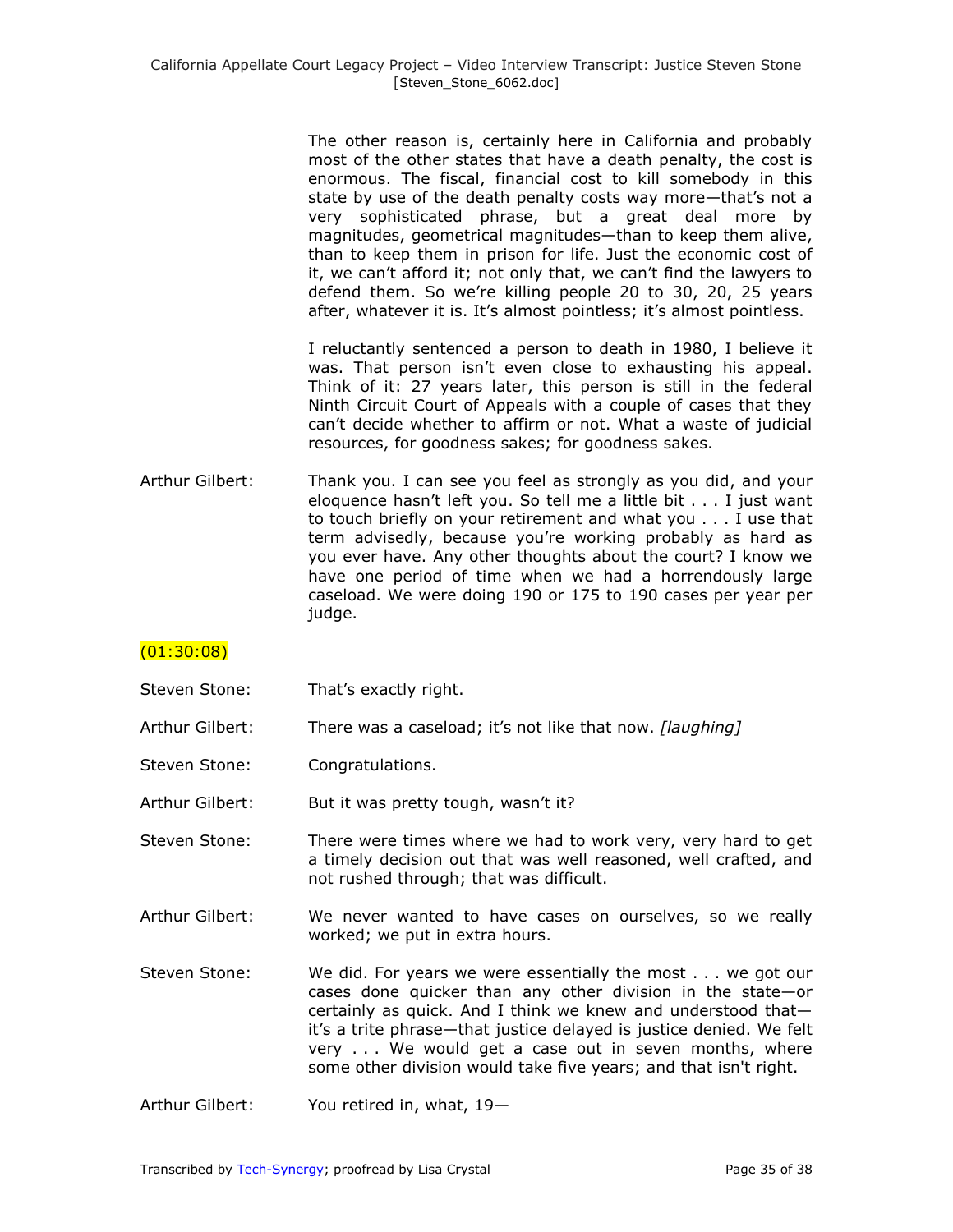The other reason is, certainly here in California and probably most of the other states that have a death penalty, the cost is enormous. The fiscal, financial cost to kill somebody in this state by use of the death penalty costs way more—that's not a very sophisticated phrase, but a great deal more by magnitudes, geometrical magnitudes—than to keep them alive, than to keep them in prison for life. Just the economic cost of it, we can't afford it; not only that, we can't find the lawyers to defend them. So we're killing people 20 to 30, 20, 25 years after, whatever it is. It's almost pointless; it's almost pointless.

I reluctantly sentenced a person to death in 1980, I believe it was. That person isn't even close to exhausting his appeal. Think of it: 27 years later, this person is still in the federal Ninth Circuit Court of Appeals with a couple of cases that they can't decide whether to affirm or not. What a waste of judicial resources, for goodness sakes; for goodness sakes.

Arthur Gilbert: Thank you. I can see you feel as strongly as you did, and your eloquence hasn't left you. So tell me a little bit . . . I just want to touch briefly on your retirement and what you . . . I use that term advisedly, because you're working probably as hard as you ever have. Any other thoughts about the court? I know we have one period of time when we had a horrendously large caseload. We were doing 190 or 175 to 190 cases per year per judge.

(01:30:08)

Steven Stone: That's exactly right.

Arthur Gilbert: There was a caseload; it's not like that now. *[laughing]*

Steven Stone: Congratulations.

Arthur Gilbert: But it was pretty tough, wasn't it?

Steven Stone: There were times where we had to work very, very hard to get a timely decision out that was well reasoned, well crafted, and not rushed through; that was difficult.

Arthur Gilbert: We never wanted to have cases on ourselves, so we really worked; we put in extra hours.

Steven Stone: We did. For years we were essentially the most . . . we got our cases done quicker than any other division in the state—or certainly as quick. And I think we knew and understood that—it's a trite phrase—that justice delayed is justice denied. We felt very . . . We would get a case out in seven months, where some other division would take five years; and that isn't right.

Arthur Gilbert: You retired in, what, 19—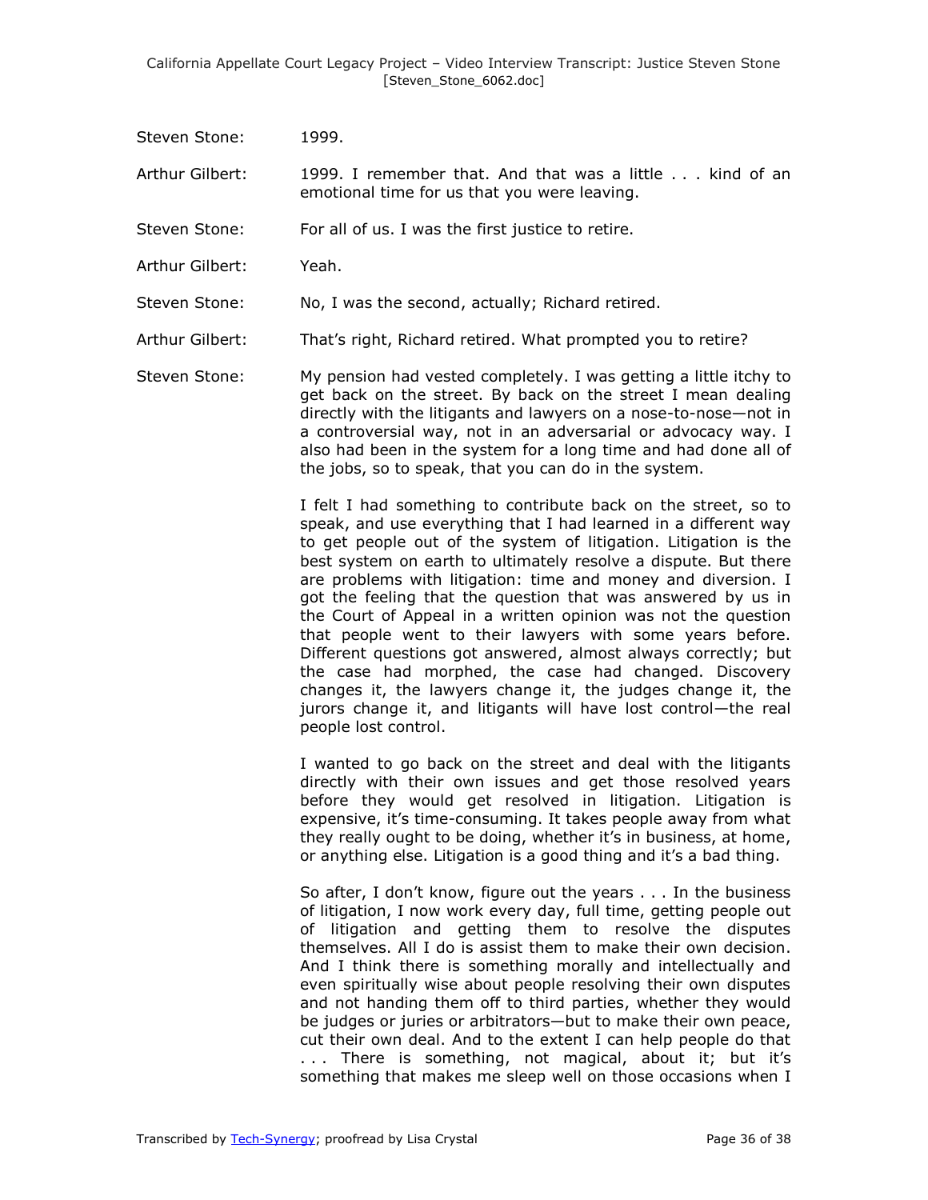Steven Stone: 1999.

Arthur Gilbert: 1999. I remember that. And that was a little . . . kind of an emotional time for us that you were leaving.

Steven Stone: For all of us. I was the first justice to retire.

Arthur Gilbert: Yeah.

Steven Stone: No, I was the second, actually; Richard retired.

Arthur Gilbert: That's right, Richard retired. What prompted you to retire?

Steven Stone: My pension had vested completely. I was getting a little itchy to get back on the street. By back on the street I mean dealing directly with the litigants and lawyers on a nose-to-nose—not in a controversial way, not in an adversarial or advocacy way. I also had been in the system for a long time and had done all of the jobs, so to speak, that you can do in the system.

I felt I had something to contribute back on the street, so to speak, and use everything that I had learned in a different way to get people out of the system of litigation. Litigation is the best system on earth to ultimately resolve a dispute. But there are problems with litigation: time and money and diversion. I got the feeling that the question that was answered by us in the Court of Appeal in a written opinion was not the question that people went to their lawyers with some years before. Different questions got answered, almost always correctly; but the case had morphed, the case had changed. Discovery changes it, the lawyers change it, the judges change it, the jurors change it, and litigants will have lost control—the real people lost control.

I wanted to go back on the street and deal with the litigants directly with their own issues and get those resolved years before they would get resolved in litigation. Litigation is expensive, it's time-consuming. It takes people away from what they really ought to be doing, whether it's in business, at home, or anything else. Litigation is a good thing and it's a bad thing.

So after, I don't know, figure out the years . . . In the business of litigation, I now work every day, full time, getting people out of litigation and getting them to resolve the disputes themselves. All I do is assist them to make their own decision. And I think there is something morally and intellectually and even spiritually wise about people resolving their own disputes and not handing them off to third parties, whether they would be judges or juries or arbitrators—but to make their own peace, cut their own deal. And to the extent I can help people do that . . . There is something, not magical, about it; but it's something that makes me sleep well on those occasions when I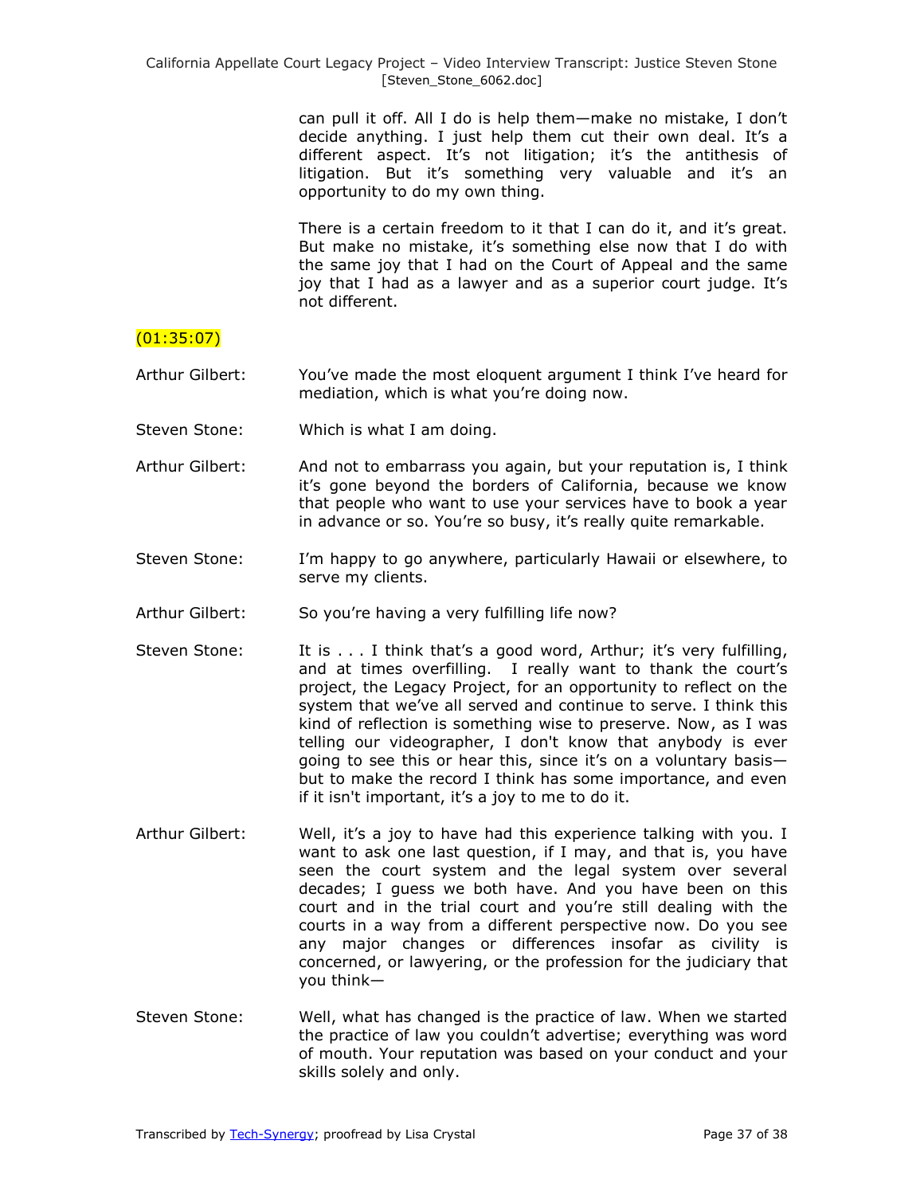can pull it off. All I do is help them—make no mistake, I don't decide anything. I just help them cut their own deal. It's a different aspect. It's not litigation; it's the antithesis of litigation. But it's something very valuable and it's an opportunity to do my own thing.

There is a certain freedom to it that I can do it, and it's great. But make no mistake, it's something else now that I do with the same joy that I had on the Court of Appeal and the same joy that I had as a lawyer and as a superior court judge. It's not different.

(01:35:07)

Arthur Gilbert: You've made the most eloquent argument I think I've heard for mediation, which is what you're doing now.

Steven Stone: Which is what I am doing.

Arthur Gilbert: And not to embarrass you again, but your reputation is, I think it's gone beyond the borders of California, because we know that people who want to use your services have to book a year in advance or so. You're so busy, it's really quite remarkable.

Steven Stone: I'm happy to go anywhere, particularly Hawaii or elsewhere, to serve my clients.

Arthur Gilbert: So you're having a very fulfilling life now?

Steven Stone: It is . . . I think that's a good word, Arthur; it's very fulfilling, and at times overfilling. I really want to thank the court's project, the Legacy Project, for an opportunity to reflect on the system that we've all served and continue to serve. I think this kind of reflection is something wise to preserve. Now, as I was telling our videographer, I don't know that anybody is ever going to see this or hear this, since it's on a voluntary basis—but to make the record I think has some importance, and even if it isn't important, it's a joy to me to do it.

Arthur Gilbert: Well, it's a joy to have had this experience talking with you. I want to ask one last question, if I may, and that is, you have seen the court system and the legal system over several decades; I guess we both have. And you have been on this court and in the trial court and you're still dealing with the courts in a way from a different perspective now. Do you see any major changes or differences insofar as civility is concerned, or lawyering, or the profession for the judiciary that you think—

Steven Stone: Well, what has changed is the practice of law. When we started the practice of law you couldn't advertise; everything was word of mouth. Your reputation was based on your conduct and your skills solely and only.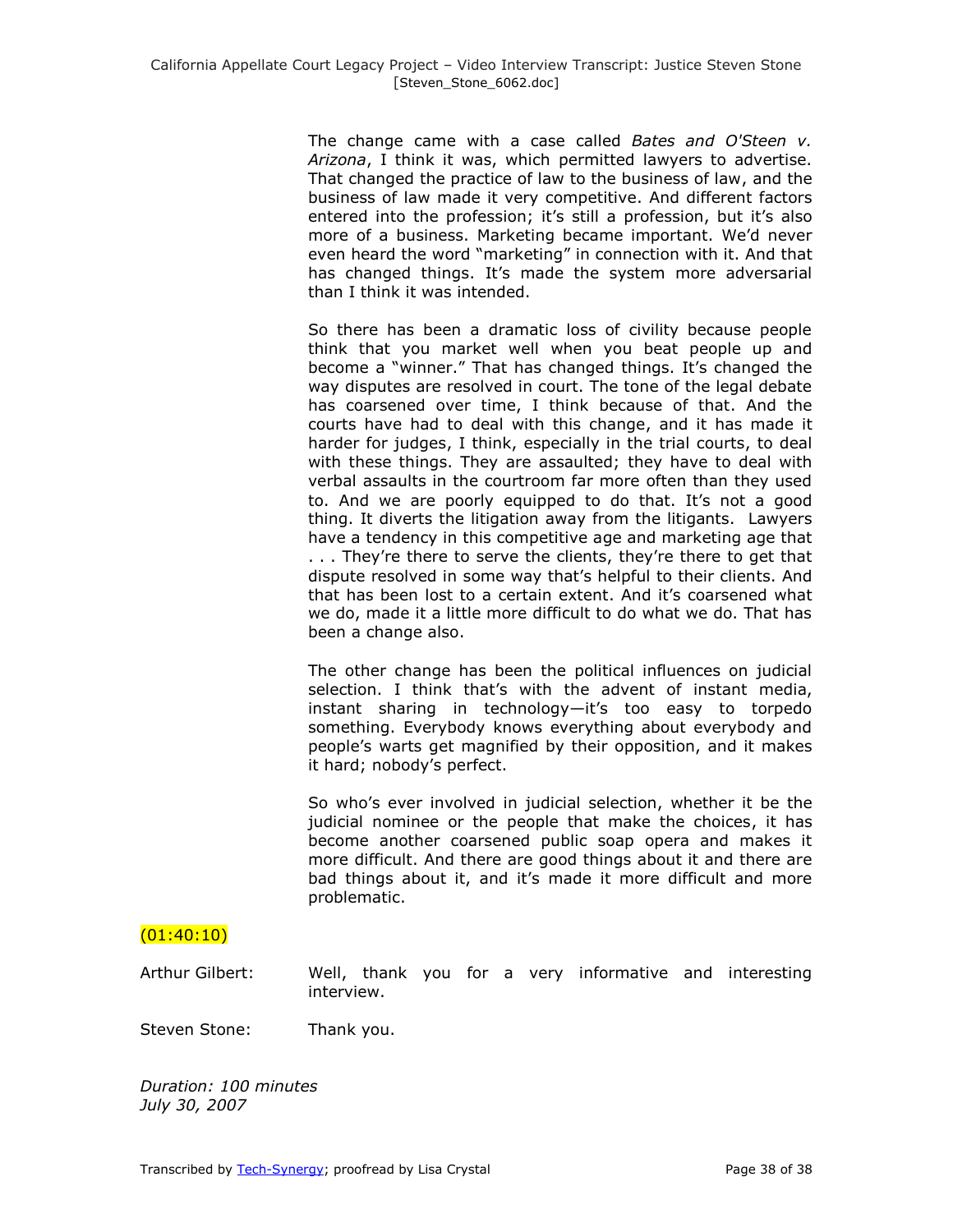The change came with a case called *Bates and O'Steen v. Arizona*, I think it was, which permitted lawyers to advertise. That changed the practice of law to the business of law, and the business of law made it very competitive. And different factors entered into the profession; it's still a profession, but it's also more of a business. Marketing became important. We'd never even heard the word "marketing" in connection with it. And that has changed things. It's made the system more adversarial than I think it was intended.

So there has been a dramatic loss of civility because people think that you market well when you beat people up and become a "winner." That has changed things. It's changed the way disputes are resolved in court. The tone of the legal debate has coarsened over time, I think because of that. And the courts have had to deal with this change, and it has made it harder for judges, I think, especially in the trial courts, to deal with these things. They are assaulted; they have to deal with verbal assaults in the courtroom far more often than they used to. And we are poorly equipped to do that. It's not a good thing. It diverts the litigation away from the litigants. Lawyers have a tendency in this competitive age and marketing age that . . . They're there to serve the clients, they're there to get that dispute resolved in some way that's helpful to their clients. And that has been lost to a certain extent. And it's coarsened what we do, made it a little more difficult to do what we do. That has been a change also.

The other change has been the political influences on judicial selection. I think that's with the advent of instant media, instant sharing in technology—it's too easy to torpedo something. Everybody knows everything about everybody and people's warts get magnified by their opposition, and it makes it hard; nobody's perfect.

So who's ever involved in judicial selection, whether it be the judicial nominee or the people that make the choices, it has become another coarsened public soap opera and makes it more difficult. And there are good things about it and there are bad things about it, and it's made it more difficult and more problematic.

(01:40:10)

Arthur Gilbert: Well, thank you for a very informative and interesting interview.

Steven Stone: Thank you.

*Duration: 100 minutes*
*July 30, 2007*

Transcribed by Tech-Synergy; proofread by Lisa Crystal